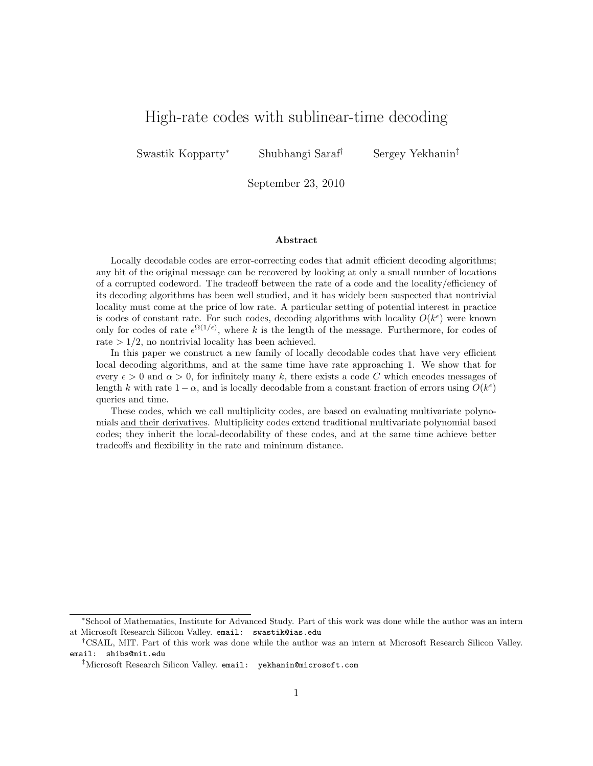# High-rate codes with sublinear-time decoding

Swastik Kopparty[*] Shubhangi Saraf[†] Sergey Yekhanin[‡]

September 23, 2010

### Abstract

Locally decodable codes are error-correcting codes that admit efficient decoding algorithms; any bit of the original message can be recovered by looking at only a small number of locations of a corrupted codeword. The tradeoff between the rate of a code and the locality/efficiency of its decoding algorithms has been well studied, and it has widely been suspected that nontrivial locality must come at the price of low rate. A particular setting of potential interest in practice is codes of constant rate. For such codes, decoding algorithms with locality $O(k^{\epsilon})$ were known only for codes of rate $\epsilon^{\Omega(1/\epsilon)}$, where $k$ is the length of the message. Furthermore, for codes of rate $> 1/2$, no nontrivial locality has been achieved.

In this paper we construct a new family of locally decodable codes that have very efficient local decoding algorithms, and at the same time have rate approaching 1. We show that for every $\epsilon > 0$ and $\alpha > 0$, for infinitely many $k$, there exists a code $C$ which encodes messages of length $k$ with rate $1 - \alpha$, and is locally decodable from a constant fraction of errors using $O(k^{\epsilon})$ queries and time.

These codes, which we call multiplicity codes, are based on evaluating multivariate polynomials and their derivatives. Multiplicity codes extend traditional multivariate polynomial based codes; they inherit the local-decodability of these codes, and at the same time achieve better tradeoffs and flexibility in the rate and minimum distance.

---

[*] School of Mathematics, Institute for Advanced Study. Part of this work was done while the author was an intern at Microsoft Research Silicon Valley. email: swastik@ias.edu

[†] CSAIL, MIT. Part of this work was done while the author was an intern at Microsoft Research Silicon Valley. email: shibs@mit.edu

[‡] Microsoft Research Silicon Valley. email: yekhanin@microsoft.com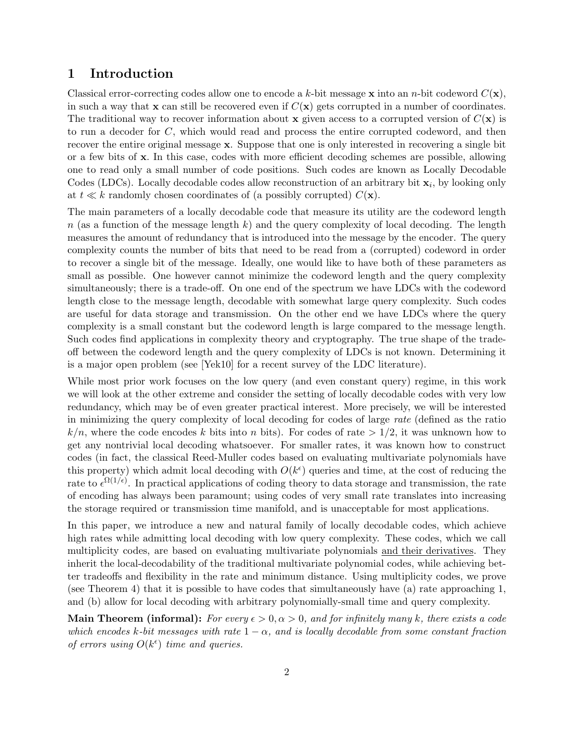# 1 Introduction

Classical error-correcting codes allow one to encode a $k$-bit message $\mathbf{x}$ into an $n$-bit codeword $C(\mathbf{x})$, in such a way that $\mathbf{x}$ can still be recovered even if $C(\mathbf{x})$ gets corrupted in a number of coordinates. The traditional way to recover information about $\mathbf{x}$ given access to a corrupted version of $C(\mathbf{x})$ is to run a decoder for $C$, which would read and process the entire corrupted codeword, and then recover the entire original message $\mathbf{x}$. Suppose that one is only interested in recovering a single bit or a few bits of $\mathbf{x}$. In this case, codes with more efficient decoding schemes are possible, allowing one to read only a small number of code positions. Such codes are known as Locally Decodable Codes (LDCs). Locally decodable codes allow reconstruction of an arbitrary bit $\mathbf{x}_i$, by looking only at $t \ll k$ randomly chosen coordinates of (a possibly corrupted) $C(\mathbf{x})$.

The main parameters of a locally decodable code that measure its utility are the codeword length $n$ (as a function of the message length $k$) and the query complexity of local decoding. The length measures the amount of redundancy that is introduced into the message by the encoder. The query complexity counts the number of bits that need to be read from a (corrupted) codeword in order to recover a single bit of the message. Ideally, one would like to have both of these parameters as small as possible. One however cannot minimize the codeword length and the query complexity simultaneously; there is a trade-off. On one end of the spectrum we have LDCs with the codeword length close to the message length, decodable with somewhat large query complexity. Such codes are useful for data storage and transmission. On the other end we have LDCs where the query complexity is a small constant but the codeword length is large compared to the message length. Such codes find applications in complexity theory and cryptography. The true shape of the trade-off between the codeword length and the query complexity of LDCs is not known. Determining it is a major open problem (see [Yek10] for a recent survey of the LDC literature).

While most prior work focuses on the low query (and even constant query) regime, in this work we will look at the other extreme and consider the setting of locally decodable codes with very low redundancy, which may be of even greater practical interest. More precisely, we will be interested in minimizing the query complexity of local decoding for codes of large *rate* (defined as the ratio $k/n$, where the code encodes $k$ bits into $n$ bits). For codes of rate $> 1/2$, it was unknown how to get any nontrivial local decoding whatsoever. For smaller rates, it was known how to construct codes (in fact, the classical Reed-Muller codes based on evaluating multivariate polynomials have this property) which admit local decoding with $O(k^{\epsilon})$ queries and time, at the cost of reducing the rate to $\epsilon^{\Omega(1/\epsilon)}$. In practical applications of coding theory to data storage and transmission, the rate of encoding has always been paramount; using codes of very small rate translates into increasing the storage required or transmission time manifold, and is unacceptable for most applications.

In this paper, we introduce a new and natural family of locally decodable codes, which achieve high rates while admitting local decoding with low query complexity. These codes, which we call multiplicity codes, are based on evaluating multivariate polynomials <u>and their derivatives</u>. They inherit the local-decodability of the traditional multivariate polynomial codes, while achieving better tradeoffs and flexibility in the rate and minimum distance. Using multiplicity codes, we prove (see Theorem 4) that it is possible to have codes that simultaneously have (a) rate approaching 1, and (b) allow for local decoding with arbitrary polynomially-small time and query complexity.

**Main Theorem (informal):** *For every $\epsilon > 0, \alpha > 0$, and for infinitely many $k$, there exists a code which encodes $k$-bit messages with rate $1 - \alpha$, and is locally decodable from some constant fraction of errors using $O(k^{\epsilon})$ time and queries.*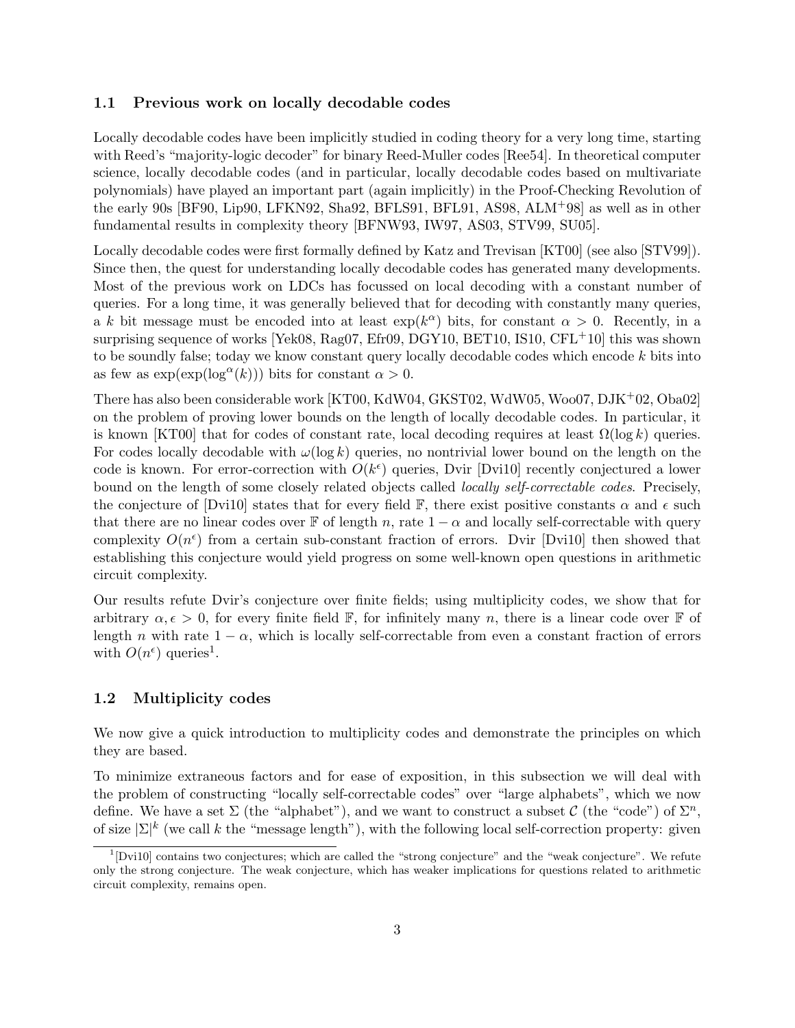### 1.1 Previous work on locally decodable codes

Locally decodable codes have been implicitly studied in coding theory for a very long time, starting with Reed's "majority-logic decoder" for binary Reed-Muller codes [Ree54]. In theoretical computer science, locally decodable codes (and in particular, locally decodable codes based on multivariate polynomials) have played an important part (again implicitly) in the Proof-Checking Revolution of the early 90s [BF90, Lip90, LFKN92, Sha92, BFLS91, BFL91, AS98, ALM+98] as well as in other fundamental results in complexity theory [BFNW93, IW97, AS03, STV99, SU05].

Locally decodable codes were first formally defined by Katz and Trevisan [KT00] (see also [STV99]). Since then, the quest for understanding locally decodable codes has generated many developments. Most of the previous work on LDCs has focussed on local decoding with a constant number of queries. For a long time, it was generally believed that for decoding with constantly many queries, a $k$ bit message must be encoded into at least $\exp(k^{\alpha})$ bits, for constant $\alpha > 0$. Recently, in a surprising sequence of works [Yek08, Rag07, Efr09, DGY10, BET10, IS10, CFL+10] this was shown to be soundly false; today we know constant query locally decodable codes which encode $k$ bits into as few as $\exp(\exp(\log^{\alpha}(k)))$ bits for constant $\alpha > 0$.

There has also been considerable work [KT00, KdW04, GKST02, WdW05, Woo07, DJK+02, Oba02] on the problem of proving lower bounds on the length of locally decodable codes. In particular, it is known [KT00] that for codes of constant rate, local decoding requires at least $\Omega(\log k)$ queries. For codes locally decodable with $\omega(\log k)$ queries, no nontrivial lower bound on the length on the code is known. For error-correction with $O(k^{\epsilon})$ queries, Dvir [Dvi10] recently conjectured a lower bound on the length of some closely related objects called *locally self-correctable codes*. Precisely, the conjecture of [Dvi10] states that for every field $\mathbb{F}$, there exist positive constants $\alpha$ and $\epsilon$ such that there are no linear codes over $\mathbb{F}$ of length $n$, rate $1 - \alpha$ and locally self-correctable with query complexity $O(n^{\epsilon})$ from a certain sub-constant fraction of errors. Dvir [Dvi10] then showed that establishing this conjecture would yield progress on some well-known open questions in arithmetic circuit complexity.

Our results refute Dvir's conjecture over finite fields; using multiplicity codes, we show that for arbitrary $\alpha, \epsilon > 0$, for every finite field $\mathbb{F}$, for infinitely many $n$, there is a linear code over $\mathbb{F}$ of length $n$ with rate $1 - \alpha$, which is locally self-correctable from even a constant fraction of errors with $O(n^{\epsilon})$ queries[1].

### 1.2 Multiplicity codes

We now give a quick introduction to multiplicity codes and demonstrate the principles on which they are based.

To minimize extraneous factors and for ease of exposition, in this subsection we will deal with the problem of constructing "locally self-correctable codes" over "large alphabets", which we now define. We have a set $\Sigma$ (the "alphabet"), and we want to construct a subset $\mathcal{C}$ (the "code") of $\Sigma^n$, of size $|\Sigma|^k$ (we call $k$ the "message length"), with the following local self-correction property: given

[1] [Dvi10] contains two conjectures; which are called the "strong conjecture" and the "weak conjecture". We refute only the strong conjecture. The weak conjecture, which has weaker implications for questions related to arithmetic circuit complexity, remains open.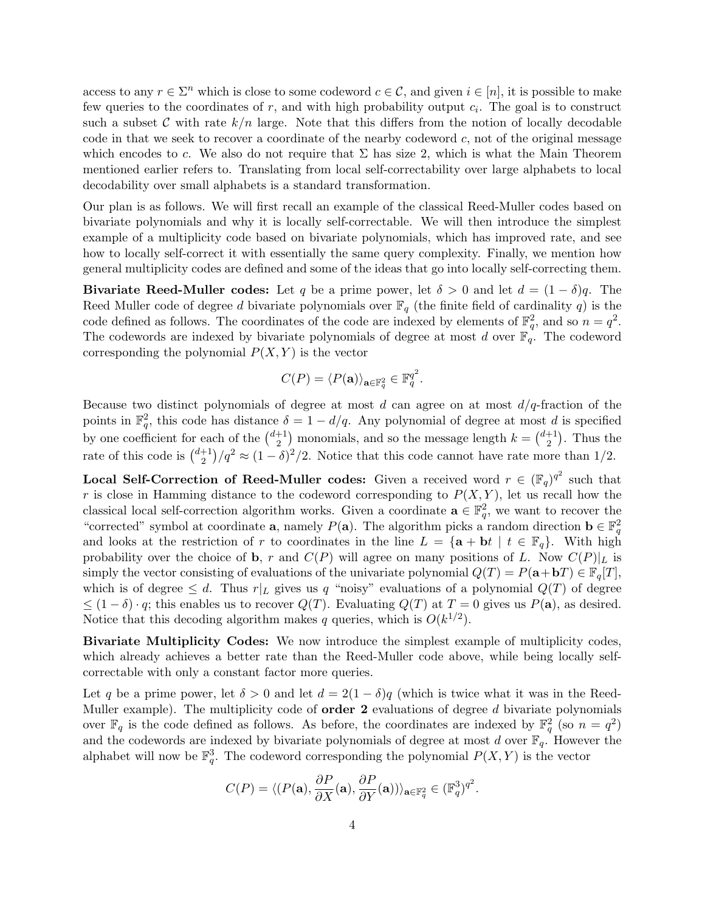access to any $r \in \Sigma^n$ which is close to some codeword $c \in \mathcal{C}$, and given $i \in [n]$, it is possible to make few queries to the coordinates of $r$, and with high probability output $c_i$. The goal is to construct such a subset $\mathcal{C}$ with rate $k/n$ large. Note that this differs from the notion of locally decodable code in that we seek to recover a coordinate of the nearby codeword $c$, not of the original message which encodes to $c$. We also do not require that $\Sigma$ has size 2, which is what the Main Theorem mentioned earlier refers to. Translating from local self-correctability over large alphabets to local decodability over small alphabets is a standard transformation.

Our plan is as follows. We will first recall an example of the classical Reed-Muller codes based on bivariate polynomials and why it is locally self-correctable. We will then introduce the simplest example of a multiplicity code based on bivariate polynomials, which has improved rate, and see how to locally self-correct it with essentially the same query complexity. Finally, we mention how general multiplicity codes are defined and some of the ideas that go into locally self-correcting them.

**Bivariate Reed-Muller codes:** Let $q$ be a prime power, let $\delta > 0$ and let $d = (1-\delta)q$. The Reed Muller code of degree $d$ bivariate polynomials over $\mathbb{F}_q$ (the finite field of cardinality $q$) is the code defined as follows. The coordinates of the code are indexed by elements of $\mathbb{F}_q^2$, and so $n = q^2$. The codewords are indexed by bivariate polynomials of degree at most $d$ over $\mathbb{F}_q$. The codeword corresponding the polynomial $P(X, Y)$ is the vector

$$C(P) = \langle P(\mathbf{a}) \rangle_{\mathbf{a} \in \mathbb{F}_q^2} \in \mathbb{F}_q^{q^2}.$$

Because two distinct polynomials of degree at most $d$ can agree on at most $d/q$-fraction of the points in $\mathbb{F}_q^2$, this code has distance $\delta = 1 - d/q$. Any polynomial of degree at most $d$ is specified by one coefficient for each of the $\binom{d+1}{2}$ monomials, and so the message length $k = \binom{d+1}{2}$. Thus the rate of this code is $\binom{d+1}{2}/q^2 \approx (1-\delta)^2/2$. Notice that this code cannot have rate more than $1/2$.

**Local Self-Correction of Reed-Muller codes:** Given a received word $r \in (\mathbb{F}_q)^{q^2}$ such that $r$ is close in Hamming distance to the codeword corresponding to $P(X, Y)$, let us recall how the classical local self-correction algorithm works. Given a coordinate $\mathbf{a} \in \mathbb{F}_q^2$, we want to recover the "corrected" symbol at coordinate $\mathbf{a}$, namely $P(\mathbf{a})$. The algorithm picks a random direction $\mathbf{b} \in \mathbb{F}_q^2$ and looks at the restriction of $r$ to coordinates in the line $L = \{\mathbf{a} + \mathbf{b}t \mid t \in \mathbb{F}_q\}$. With high probability over the choice of $\mathbf{b}$, $r$ and $C(P)$ will agree on many positions of $L$. Now $C(P)|_L$ is simply the vector consisting of evaluations of the univariate polynomial $Q(T) = P(\mathbf{a} + \mathbf{b}T) \in \mathbb{F}_q[T]$, which is of degree $\leq d$. Thus $r|_L$ gives us $q$ "noisy" evaluations of a polynomial $Q(T)$ of degree $\leq (1-\delta) \cdot q$; this enables us to recover $Q(T)$. Evaluating $Q(T)$ at $T = 0$ gives us $P(\mathbf{a})$, as desired. Notice that this decoding algorithm makes $q$ queries, which is $O(k^{1/2})$.

**Bivariate Multiplicity Codes:** We now introduce the simplest example of multiplicity codes, which already achieves a better rate than the Reed-Muller code above, while being locally self-correctable with only a constant factor more queries.

Let $q$ be a prime power, let $\delta > 0$ and let $d = 2(1-\delta)q$ (which is twice what it was in the Reed-Muller example). The multiplicity code of **order 2** evaluations of degree $d$ bivariate polynomials over $\mathbb{F}_q$ is the code defined as follows. As before, the coordinates are indexed by $\mathbb{F}_q^2$ (so $n = q^2$) and the codewords are indexed by bivariate polynomials of degree at most $d$ over $\mathbb{F}_q$. However the alphabet will now be $\mathbb{F}_q^3$. The codeword corresponding the polynomial $P(X, Y)$ is the vector

$$C(P) = \langle (P(\mathbf{a}), \frac{\partial P}{\partial X}(\mathbf{a}), \frac{\partial P}{\partial Y}(\mathbf{a})) \rangle_{\mathbf{a} \in \mathbb{F}_q^2} \in (\mathbb{F}_q^3)^{q^2}.$$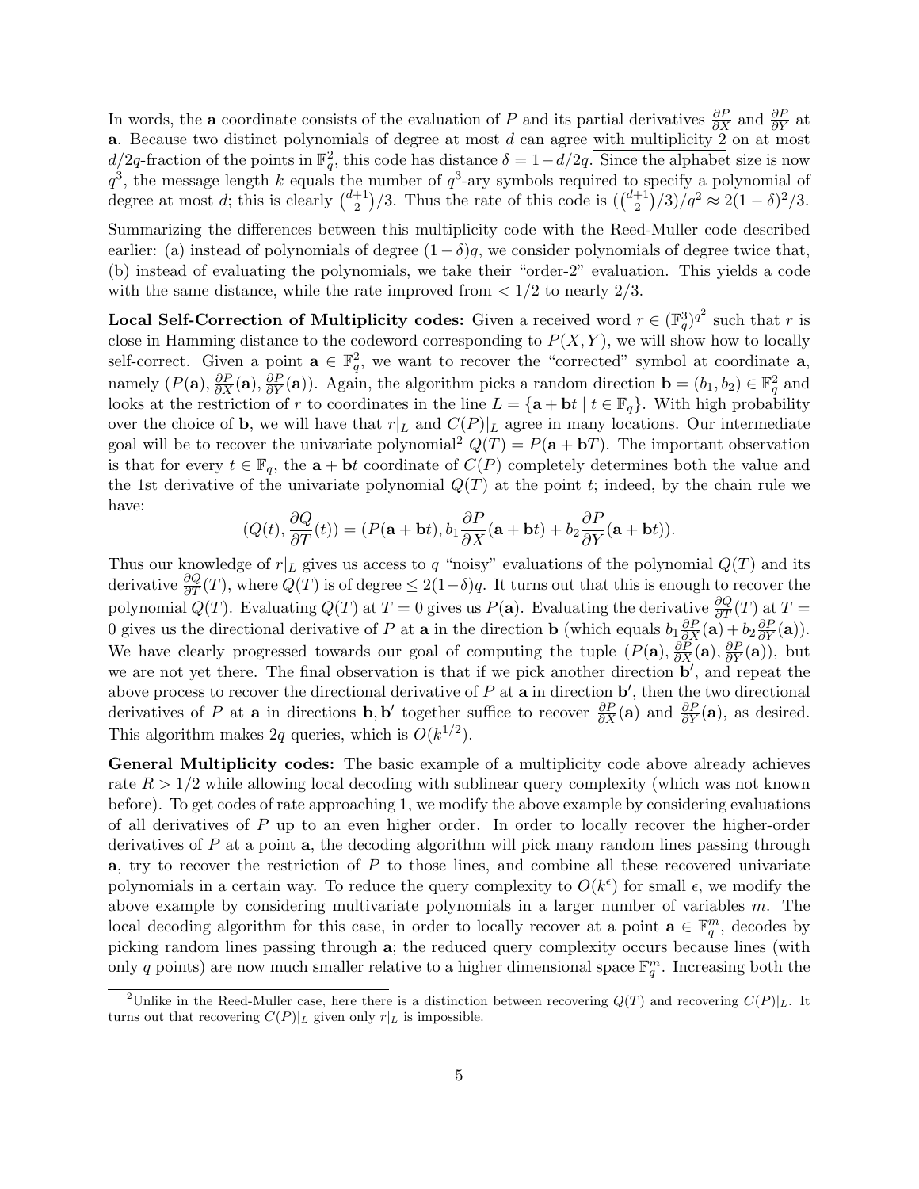In words, the $\mathbf{a}$ coordinate consists of the evaluation of $P$ and its partial derivatives $\frac{\partial P}{\partial X}$ and $\frac{\partial P}{\partial Y}$ at $\mathbf{a}$. Because two distinct polynomials of degree at most $d$ can agree with multiplicity 2 on at most $d/2q$-fraction of the points in $\mathbb{F}_q^2$, this code has distance $\delta = 1 - d/2q$. Since the alphabet size is now $q^3$, the message length $k$ equals the number of $q^3$-ary symbols required to specify a polynomial of degree at most $d$; this is clearly $\binom{d+1}{2}/3$. Thus the rate of this code is $(\binom{d+1}{2}/3)/q^2 \approx 2(1-\delta)^2/3$.

Summarizing the differences between this multiplicity code with the Reed-Muller code described earlier: (a) instead of polynomials of degree $(1-\delta)q$, we consider polynomials of degree twice that, (b) instead of evaluating the polynomials, we take their "order-2" evaluation. This yields a code with the same distance, while the rate improved from $< 1/2$ to nearly $2/3$.

**Local Self-Correction of Multiplicity codes:** Given a received word $r \in (\mathbb{F}_q^3)^{q^2}$ such that $r$ is close in Hamming distance to the codeword corresponding to $P(X,Y)$, we will show how to locally self-correct. Given a point $\mathbf{a} \in \mathbb{F}_q^2$, we want to recover the "corrected" symbol at coordinate $\mathbf{a}$, namely $(P(\mathbf{a}), \frac{\partial P}{\partial X}(\mathbf{a}), \frac{\partial P}{\partial Y}(\mathbf{a}))$. Again, the algorithm picks a random direction $\mathbf{b} = (b_1, b_2) \in \mathbb{F}_q^2$ and looks at the restriction of $r$ to coordinates in the line $L = \{\mathbf{a} + \mathbf{b}t \mid t \in \mathbb{F}_q\}$. With high probability over the choice of $\mathbf{b}$, we will have that $r|_L$ and $C(P)|_L$ agree in many locations. Our intermediate goal will be to recover the univariate polynomial[2] $Q(T) = P(\mathbf{a} + \mathbf{b}T)$. The important observation is that for every $t \in \mathbb{F}_q$, the $\mathbf{a} + \mathbf{b}t$ coordinate of $C(P)$ completely determines both the value and the 1st derivative of the univariate polynomial $Q(T)$ at the point $t$; indeed, by the chain rule we have:

$$(Q(t), \frac{\partial Q}{\partial T}(t)) = (P(\mathbf{a} + \mathbf{b}t), b_1 \frac{\partial P}{\partial X}(\mathbf{a} + \mathbf{b}t) + b_2 \frac{\partial P}{\partial Y}(\mathbf{a} + \mathbf{b}t)).$$

Thus our knowledge of $r|_L$ gives us access to $q$ "noisy" evaluations of the polynomial $Q(T)$ and its derivative $\frac{\partial Q}{\partial T}(T)$, where $Q(T)$ is of degree $\leq 2(1-\delta)q$. It turns out that this is enough to recover the polynomial $Q(T)$. Evaluating $Q(T)$ at $T = 0$ gives us $P(\mathbf{a})$. Evaluating the derivative $\frac{\partial Q}{\partial T}(T)$ at $T = 0$ gives us the directional derivative of $P$ at $\mathbf{a}$ in the direction $\mathbf{b}$ (which equals $b_1 \frac{\partial P}{\partial X}(\mathbf{a}) + b_2 \frac{\partial P}{\partial Y}(\mathbf{a})$). We have clearly progressed towards our goal of computing the tuple $(P(\mathbf{a}), \frac{\partial P}{\partial X}(\mathbf{a}), \frac{\partial P}{\partial Y}(\mathbf{a}))$, but we are not yet there. The final observation is that if we pick another direction $\mathbf{b}'$, and repeat the above process to recover the directional derivative of $P$ at $\mathbf{a}$ in direction $\mathbf{b}'$, then the two directional derivatives of $P$ at $\mathbf{a}$ in directions $\mathbf{b}, \mathbf{b}'$ together suffice to recover $\frac{\partial P}{\partial X}(\mathbf{a})$ and $\frac{\partial P}{\partial Y}(\mathbf{a})$, as desired. This algorithm makes $2q$ queries, which is $O(k^{1/2})$.

**General Multiplicity codes:** The basic example of a multiplicity code above already achieves rate $R > 1/2$ while allowing local decoding with sublinear query complexity (which was not known before). To get codes of rate approaching 1, we modify the above example by considering evaluations of all derivatives of $P$ up to an even higher order. In order to locally recover the higher-order derivatives of $P$ at a point $\mathbf{a}$, the decoding algorithm will pick many random lines passing through $\mathbf{a}$, try to recover the restriction of $P$ to those lines, and combine all these recovered univariate polynomials in a certain way. To reduce the query complexity to $O(k^\epsilon)$ for small $\epsilon$, we modify the above example by considering multivariate polynomials in a larger number of variables $m$. The local decoding algorithm for this case, in order to locally recover at a point $\mathbf{a} \in \mathbb{F}_q^m$, decodes by picking random lines passing through $\mathbf{a}$; the reduced query complexity occurs because lines (with only $q$ points) are now much smaller relative to a higher dimensional space $\mathbb{F}_q^m$. Increasing both the

[2] Unlike in the Reed-Muller case, here there is a distinction between recovering $Q(T)$ and recovering $C(P)|_L$. It turns out that recovering $C(P)|_L$ given only $r|_L$ is impossible.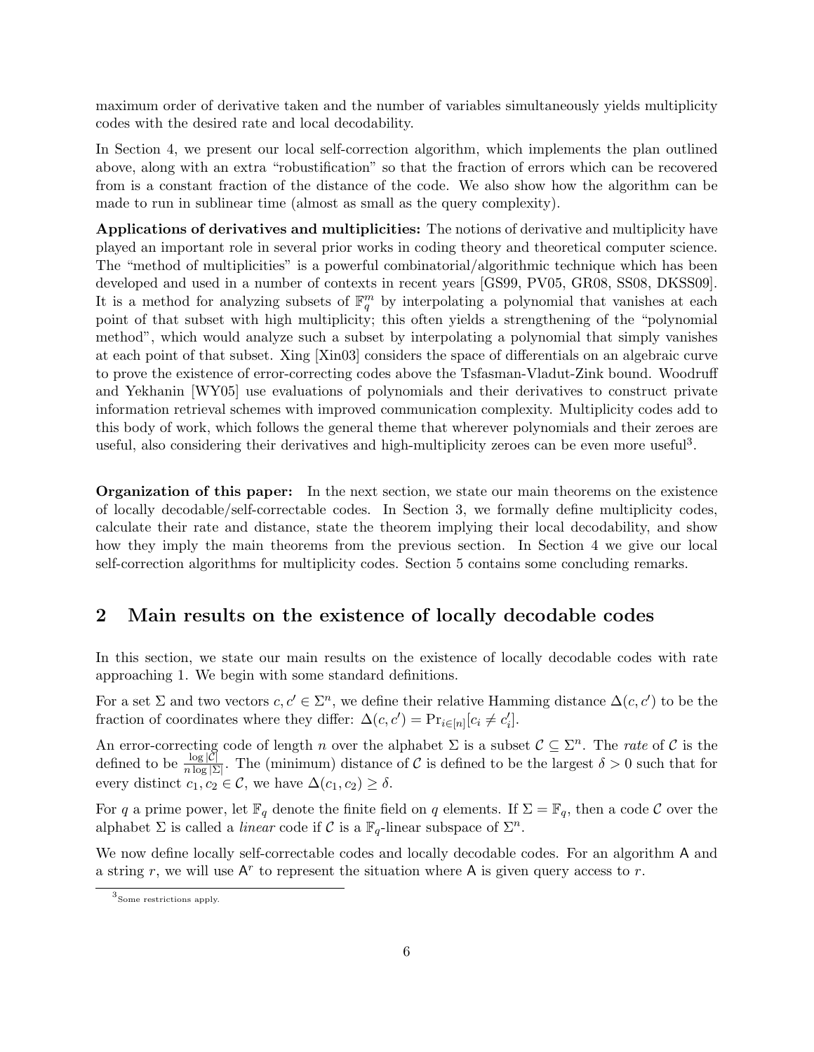maximum order of derivative taken and the number of variables simultaneously yields multiplicity codes with the desired rate and local decodability.

In Section 4, we present our local self-correction algorithm, which implements the plan outlined above, along with an extra "robustification" so that the fraction of errors which can be recovered from is a constant fraction of the distance of the code. We also show how the algorithm can be made to run in sublinear time (almost as small as the query complexity).

**Applications of derivatives and multiplicities:** The notions of derivative and multiplicity have played an important role in several prior works in coding theory and theoretical computer science. The "method of multiplicities" is a powerful combinatorial/algorithmic technique which has been developed and used in a number of contexts in recent years [GS99, PV05, GR08, SS08, DKSS09]. It is a method for analyzing subsets of $\mathbb{F}_q^m$ by interpolating a polynomial that vanishes at each point of that subset with high multiplicity; this often yields a strengthening of the "polynomial method", which would analyze such a subset by interpolating a polynomial that simply vanishes at each point of that subset. Xing [Xin03] considers the space of differentials on an algebraic curve to prove the existence of error-correcting codes above the Tsfasman-Vladut-Zink bound. Woodruff and Yekhanin [WY05] use evaluations of polynomials and their derivatives to construct private information retrieval schemes with improved communication complexity. Multiplicity codes add to this body of work, which follows the general theme that wherever polynomials and their zeroes are useful, also considering their derivatives and high-multiplicity zeroes can be even more useful[3].

**Organization of this paper:** In the next section, we state our main theorems on the existence of locally decodable/self-correctable codes. In Section 3, we formally define multiplicity codes, calculate their rate and distance, state the theorem implying their local decodability, and show how they imply the main theorems from the previous section. In Section 4 we give our local self-correction algorithms for multiplicity codes. Section 5 contains some concluding remarks.

## 2 Main results on the existence of locally decodable codes

In this section, we state our main results on the existence of locally decodable codes with rate approaching 1. We begin with some standard definitions.

For a set $\Sigma$ and two vectors $c, c' \in \Sigma^n$, we define their relative Hamming distance $\Delta(c, c')$ to be the fraction of coordinates where they differ: $\Delta(c, c') = \Pr_{i \in [n]}[c_i \neq c'_i]$.

An error-correcting code of length $n$ over the alphabet $\Sigma$ is a subset $\mathcal{C} \subseteq \Sigma^n$. The *rate* of $\mathcal{C}$ is the defined to be $\frac{\log|\mathcal{C}|}{n \log|\Sigma|}$. The (minimum) distance of $\mathcal{C}$ is defined to be the largest $\delta > 0$ such that for every distinct $c_1, c_2 \in \mathcal{C}$, we have $\Delta(c_1, c_2) \geq \delta$.

For $q$ a prime power, let $\mathbb{F}_q$ denote the finite field on $q$ elements. If $\Sigma = \mathbb{F}_q$, then a code $\mathcal{C}$ over the alphabet $\Sigma$ is called a *linear* code if $\mathcal{C}$ is a $\mathbb{F}_q$-linear subspace of $\Sigma^n$.

We now define locally self-correctable codes and locally decodable codes. For an algorithm $\mathsf{A}$ and a string $r$, we will use $\mathsf{A}^r$ to represent the situation where $\mathsf{A}$ is given query access to $r$.

[3] Some restrictions apply.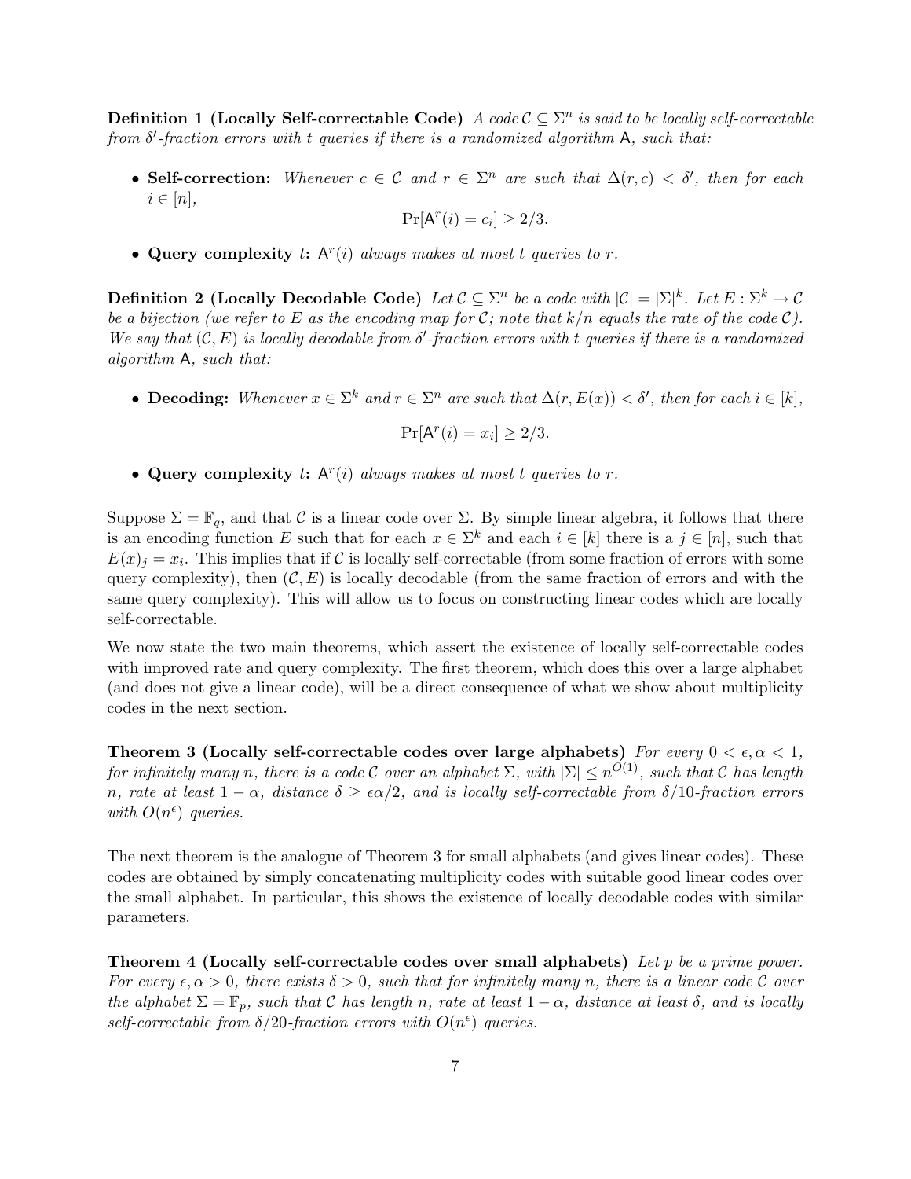**Definition 1 (Locally Self-correctable Code)** *A code $\mathcal{C} \subseteq \Sigma^n$ is said to be locally self-correctable from $\delta'$-fraction errors with $t$ queries if there is a randomized algorithm $\mathsf{A}$, such that:*

- **Self-correction:** *Whenever $c \in \mathcal{C}$ and $r \in \Sigma^n$ are such that $\Delta(r, c) < \delta'$, then for each $i \in [n]$,*
$$\Pr[\mathsf{A}^r(i) = c_i] \geq 2/3.$$
- **Query complexity $t$:** *$\mathsf{A}^r(i)$ always makes at most $t$ queries to $r$.*

**Definition 2 (Locally Decodable Code)** *Let $\mathcal{C} \subseteq \Sigma^n$ be a code with $|\mathcal{C}| = |\Sigma|^k$. Let $E : \Sigma^k \to \mathcal{C}$ be a bijection (we refer to $E$ as the encoding map for $\mathcal{C}$; note that $k/n$ equals the rate of the code $\mathcal{C}$). We say that $(\mathcal{C}, E)$ is locally decodable from $\delta'$-fraction errors with $t$ queries if there is a randomized algorithm $\mathsf{A}$, such that:*

- **Decoding:** *Whenever $x \in \Sigma^k$ and $r \in \Sigma^n$ are such that $\Delta(r, E(x)) < \delta'$, then for each $i \in [k]$,*
$$\Pr[\mathsf{A}^r(i) = x_i] \geq 2/3.$$
- **Query complexity $t$:** *$\mathsf{A}^r(i)$ always makes at most $t$ queries to $r$.*

Suppose $\Sigma = \mathbb{F}_q$, and that $\mathcal{C}$ is a linear code over $\Sigma$. By simple linear algebra, it follows that there is an encoding function $E$ such that for each $x \in \Sigma^k$ and each $i \in [k]$ there is a $j \in [n]$, such that $E(x)_j = x_i$. This implies that if $\mathcal{C}$ is locally self-correctable (from some fraction of errors with some query complexity), then $(\mathcal{C}, E)$ is locally decodable (from the same fraction of errors and with the same query complexity). This will allow us to focus on constructing linear codes which are locally self-correctable.

We now state the two main theorems, which assert the existence of locally self-correctable codes with improved rate and query complexity. The first theorem, which does this over a large alphabet (and does not give a linear code), will be a direct consequence of what we show about multiplicity codes in the next section.

**Theorem 3 (Locally self-correctable codes over large alphabets)** *For every $0 < \epsilon, \alpha < 1$, for infinitely many $n$, there is a code $\mathcal{C}$ over an alphabet $\Sigma$, with $|\Sigma| \leq n^{O(1)}$, such that $\mathcal{C}$ has length $n$, rate at least $1 - \alpha$, distance $\delta \geq \epsilon\alpha/2$, and is locally self-correctable from $\delta/10$-fraction errors with $O(n^\epsilon)$ queries.*

The next theorem is the analogue of Theorem 3 for small alphabets (and gives linear codes). These codes are obtained by simply concatenating multiplicity codes with suitable good linear codes over the small alphabet. In particular, this shows the existence of locally decodable codes with similar parameters.

**Theorem 4 (Locally self-correctable codes over small alphabets)** *Let $p$ be a prime power. For every $\epsilon, \alpha > 0$, there exists $\delta > 0$, such that for infinitely many $n$, there is a linear code $\mathcal{C}$ over the alphabet $\Sigma = \mathbb{F}_p$, such that $\mathcal{C}$ has length $n$, rate at least $1 - \alpha$, distance at least $\delta$, and is locally self-correctable from $\delta/20$-fraction errors with $O(n^\epsilon)$ queries.*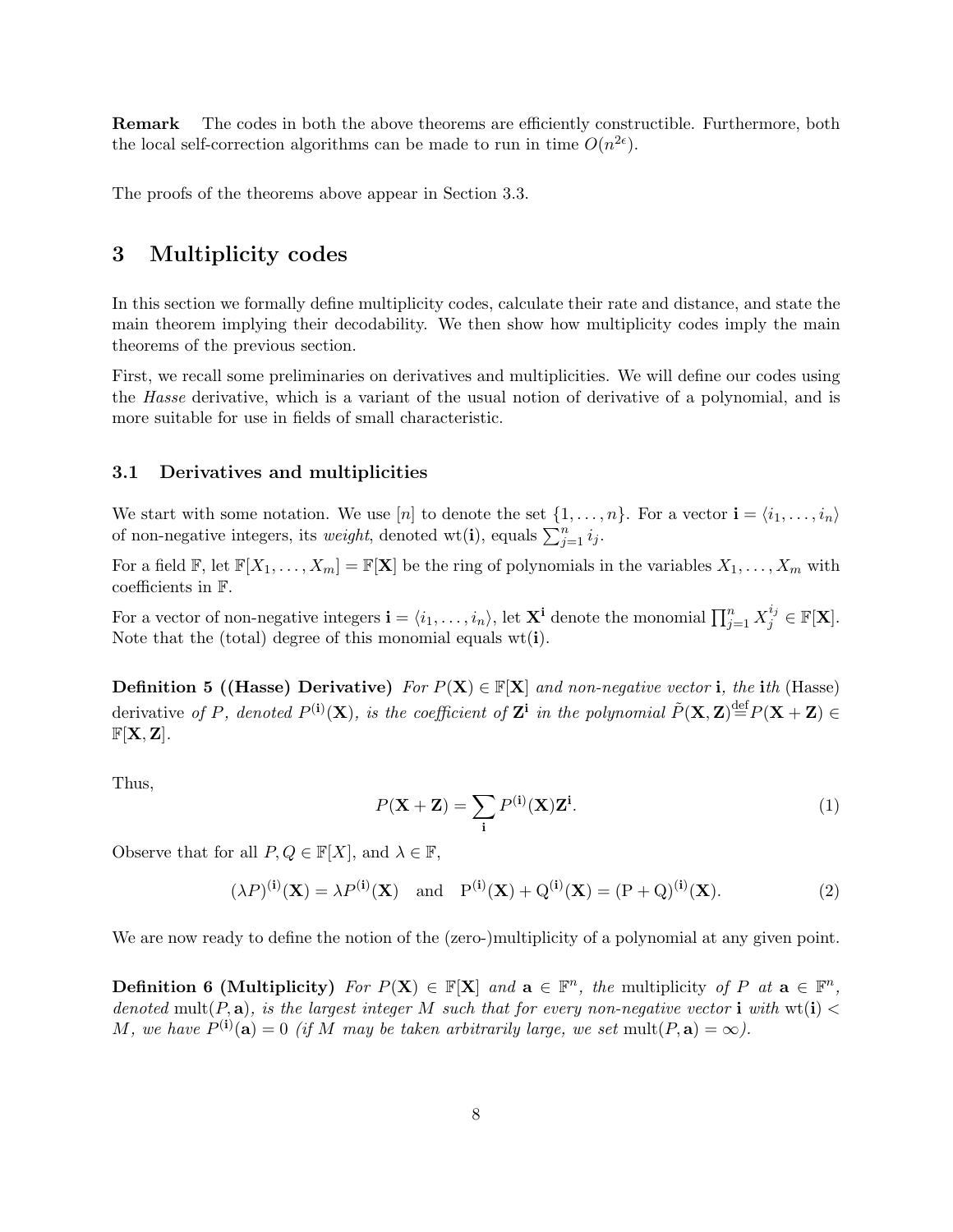**Remark** The codes in both the above theorems are efficiently constructible. Furthermore, both the local self-correction algorithms can be made to run in time $O(n^{2\epsilon})$.

The proofs of the theorems above appear in Section 3.3.

# 3 Multiplicity codes

In this section we formally define multiplicity codes, calculate their rate and distance, and state the main theorem implying their decodability. We then show how multiplicity codes imply the main theorems of the previous section.

First, we recall some preliminaries on derivatives and multiplicities. We will define our codes using the *Hasse* derivative, which is a variant of the usual notion of derivative of a polynomial, and is more suitable for use in fields of small characteristic.

## 3.1 Derivatives and multiplicities

We start with some notation. We use $[n]$ to denote the set $\{1, \ldots, n\}$. For a vector $\mathbf{i} = \langle i_1, \ldots, i_n \rangle$ of non-negative integers, its *weight*, denoted $\mathrm{wt}(\mathbf{i})$, equals $\sum_{j=1}^{n} i_j$.

For a field $\mathbb{F}$, let $\mathbb{F}[X_1, \ldots, X_m] = \mathbb{F}[\mathbf{X}]$ be the ring of polynomials in the variables $X_1, \ldots, X_m$ with coefficients in $\mathbb{F}$.

For a vector of non-negative integers $\mathbf{i} = \langle i_1, \ldots, i_n \rangle$, let $\mathbf{X}^{\mathbf{i}}$ denote the monomial $\prod_{j=1}^{n} X_j^{i_j} \in \mathbb{F}[\mathbf{X}]$. Note that the (total) degree of this monomial equals $\mathrm{wt}(\mathbf{i})$.

**Definition 5 ((Hasse) Derivative)** *For $P(\mathbf{X}) \in \mathbb{F}[\mathbf{X}]$ and non-negative vector $\mathbf{i}$, the $\mathbf{i}$th* (Hasse) derivative *of $P$, denoted $P^{(\mathbf{i})}(\mathbf{X})$, is the coefficient of $\mathbf{Z}^{\mathbf{i}}$ in the polynomial $\tilde{P}(\mathbf{X}, \mathbf{Z}) \stackrel{\text{def}}{=} P(\mathbf{X} + \mathbf{Z}) \in \mathbb{F}[\mathbf{X}, \mathbf{Z}]$.*

Thus,

$$P(\mathbf{X} + \mathbf{Z}) = \sum_{\mathbf{i}} P^{(\mathbf{i})}(\mathbf{X}) \mathbf{Z}^{\mathbf{i}}. \tag{1}$$

Observe that for all $P, Q \in \mathbb{F}[X]$, and $\lambda \in \mathbb{F}$,

$$(\lambda P)^{(\mathbf{i})}(\mathbf{X}) = \lambda P^{(\mathbf{i})}(\mathbf{X}) \quad \text{and} \quad \mathrm{P}^{(\mathbf{i})}(\mathbf{X}) + \mathrm{Q}^{(\mathbf{i})}(\mathbf{X}) = (\mathrm{P} + \mathrm{Q})^{(\mathbf{i})}(\mathbf{X}). \tag{2}$$

We are now ready to define the notion of the (zero-)multiplicity of a polynomial at any given point.

**Definition 6 (Multiplicity)** *For $P(\mathbf{X}) \in \mathbb{F}[\mathbf{X}]$ and $\mathbf{a} \in \mathbb{F}^n$, the* multiplicity *of $P$ at $\mathbf{a} \in \mathbb{F}^n$, denoted $\mathrm{mult}(P, \mathbf{a})$, is the largest integer $M$ such that for every non-negative vector $\mathbf{i}$ with $\mathrm{wt}(\mathbf{i}) < M$, we have $P^{(\mathbf{i})}(\mathbf{a}) = 0$ (if $M$ may be taken arbitrarily large, we set $\mathrm{mult}(P, \mathbf{a}) = \infty$).*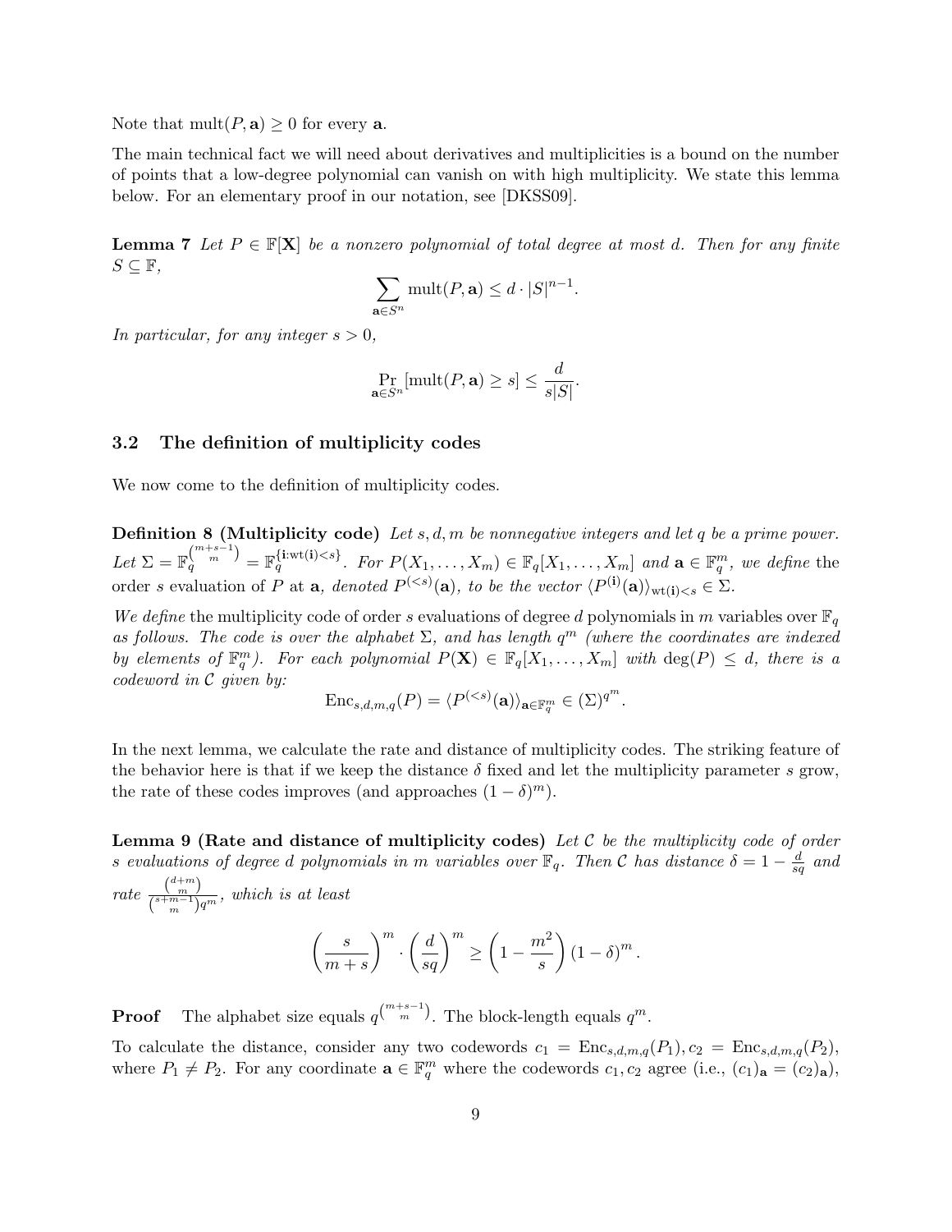Note that $\mathrm{mult}(P, \mathbf{a}) \geq 0$ for every $\mathbf{a}$.

The main technical fact we will need about derivatives and multiplicities is a bound on the number of points that a low-degree polynomial can vanish on with high multiplicity. We state this lemma below. For an elementary proof in our notation, see [DKSS09].

**Lemma 7** *Let $P \in \mathbb{F}[\mathbf{X}]$ be a nonzero polynomial of total degree at most $d$. Then for any finite $S \subseteq \mathbb{F}$,*

$$\sum_{\mathbf{a} \in S^n} \mathrm{mult}(P, \mathbf{a}) \leq d \cdot |S|^{n-1}.$$

*In particular, for any integer $s > 0$,*

$$\Pr_{\mathbf{a} \in S^n}[\mathrm{mult}(P, \mathbf{a}) \geq s] \leq \frac{d}{s|S|}.$$

### 3.2 The definition of multiplicity codes

We now come to the definition of multiplicity codes.

**Definition 8 (Multiplicity code)** *Let $s, d, m$ be nonnegative integers and let $q$ be a prime power. Let $\Sigma = \mathbb{F}_q^{\binom{m+s-1}{m}} = \mathbb{F}_q^{\{\mathbf{i}:\mathrm{wt}(\mathbf{i})<s\}}$. For $P(X_1, \ldots, X_m) \in \mathbb{F}_q[X_1, \ldots, X_m]$ and $\mathbf{a} \in \mathbb{F}_q^m$, we define* the order $s$ evaluation of $P$ at $\mathbf{a}$*, denoted $P^{(<s)}(\mathbf{a})$, to be the vector $\langle P^{(\mathbf{i})}(\mathbf{a}) \rangle_{\mathrm{wt}(\mathbf{i})<s} \in \Sigma$.*

*We define* the multiplicity code of order $s$ evaluations of degree $d$ polynomials in $m$ variables over $\mathbb{F}_q$ *as follows. The code is over the alphabet $\Sigma$, and has length $q^m$ (where the coordinates are indexed by elements of $\mathbb{F}_q^m$). For each polynomial $P(\mathbf{X}) \in \mathbb{F}_q[X_1, \ldots, X_m]$ with $\deg(P) \leq d$, there is a codeword in $\mathcal{C}$ given by:*

$$\mathrm{Enc}_{s,d,m,q}(P) = \langle P^{(<s)}(\mathbf{a}) \rangle_{\mathbf{a} \in \mathbb{F}_q^m} \in (\Sigma)^{q^m}.$$

In the next lemma, we calculate the rate and distance of multiplicity codes. The striking feature of the behavior here is that if we keep the distance $\delta$ fixed and let the multiplicity parameter $s$ grow, the rate of these codes improves (and approaches $(1-\delta)^m$).

**Lemma 9 (Rate and distance of multiplicity codes)** *Let $\mathcal{C}$ be the multiplicity code of order $s$ evaluations of degree $d$ polynomials in $m$ variables over $\mathbb{F}_q$. Then $\mathcal{C}$ has distance $\delta = 1 - \frac{d}{sq}$ and rate $\frac{\binom{d+m}{m}}{\binom{s+m-1}{m} q^m}$, which is at least*

$$\left(\frac{s}{m+s}\right)^m \cdot \left(\frac{d}{sq}\right)^m \geq \left(1 - \frac{m^2}{s}\right)(1-\delta)^m.$$

**Proof** The alphabet size equals $q^{\binom{m+s-1}{m}}$. The block-length equals $q^m$.

To calculate the distance, consider any two codewords $c_1 = \mathrm{Enc}_{s,d,m,q}(P_1), c_2 = \mathrm{Enc}_{s,d,m,q}(P_2)$, where $P_1 \neq P_2$. For any coordinate $\mathbf{a} \in \mathbb{F}_q^m$ where the codewords $c_1, c_2$ agree (i.e., $(c_1)_\mathbf{a} = (c_2)_\mathbf{a}$),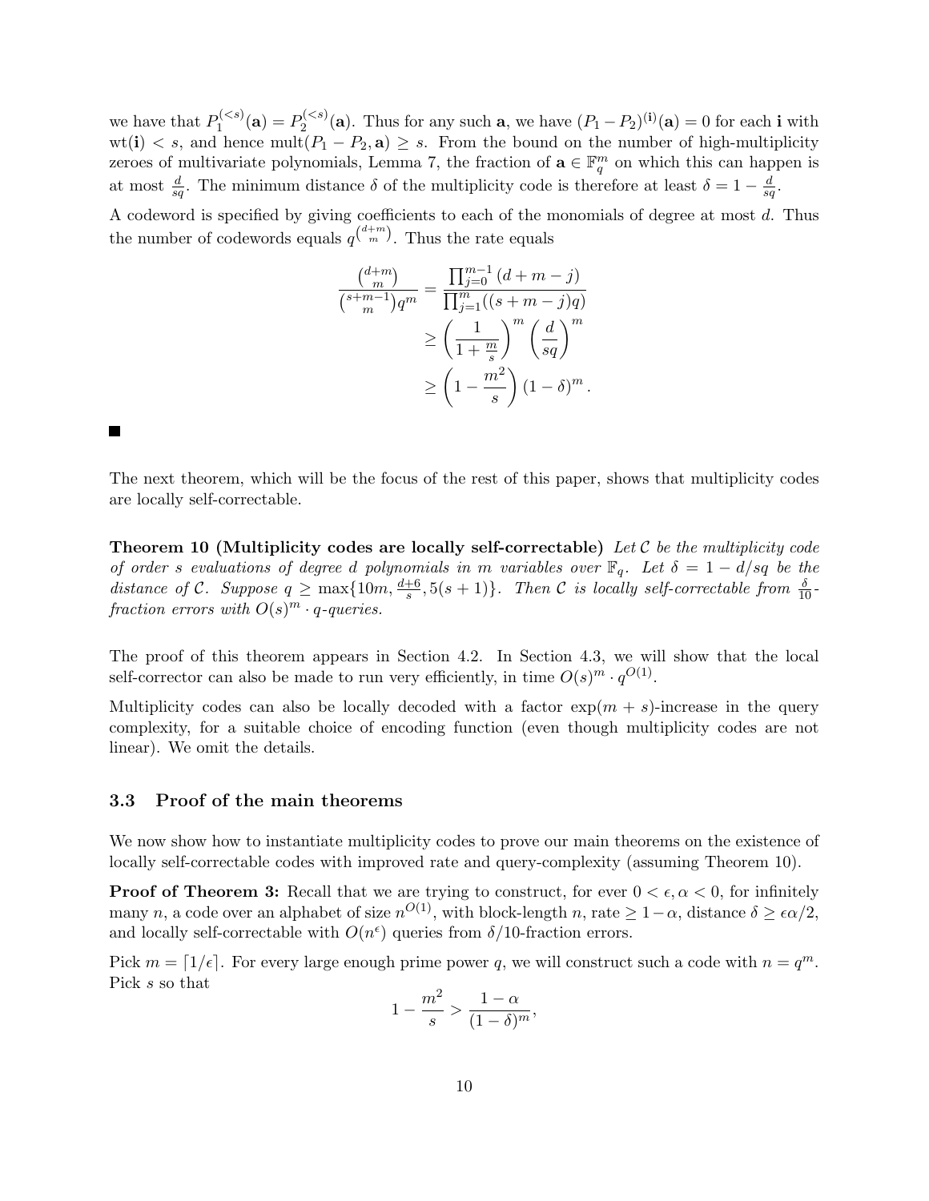we have that $P_1^{(<s)}(\mathbf{a}) = P_2^{(<s)}(\mathbf{a})$. Thus for any such $\mathbf{a}$, we have $(P_1 - P_2)^{(\mathbf{i})}(\mathbf{a}) = 0$ for each $\mathbf{i}$ with $\text{wt}(\mathbf{i}) < s$, and hence $\text{mult}(P_1 - P_2, \mathbf{a}) \geq s$. From the bound on the number of high-multiplicity zeroes of multivariate polynomials, Lemma 7, the fraction of $\mathbf{a} \in \mathbb{F}_q^m$ on which this can happen is at most $\frac{d}{sq}$. The minimum distance $\delta$ of the multiplicity code is therefore at least $\delta = 1 - \frac{d}{sq}$.

A codeword is specified by giving coefficients to each of the monomials of degree at most $d$. Thus the number of codewords equals $q^{\binom{d+m}{m}}$. Thus the rate equals

$$
\begin{aligned}
\frac{\binom{d+m}{m}}{\binom{s+m-1}{m} q^m} &= \frac{\prod_{j=0}^{m-1}(d+m-j)}{\prod_{j=1}^{m}((s+m-j)q)} \\
&\geq \left(\frac{1}{1+\frac{m}{s}}\right)^m \left(\frac{d}{sq}\right)^m \\
&\geq \left(1 - \frac{m^2}{s}\right)(1-\delta)^m .
\end{aligned}
$$

■

The next theorem, which will be the focus of the rest of this paper, shows that multiplicity codes are locally self-correctable.

**Theorem 10 (Multiplicity codes are locally self-correctable)** *Let $\mathcal{C}$ be the multiplicity code of order $s$ evaluations of degree $d$ polynomials in $m$ variables over $\mathbb{F}_q$. Let $\delta = 1 - d/sq$ be the distance of $\mathcal{C}$. Suppose $q \geq \max\{10m, \frac{d+6}{s}, 5(s+1)\}$. Then $\mathcal{C}$ is locally self-correctable from $\frac{\delta}{10}$-fraction errors with $O(s)^m \cdot q$-queries.*

The proof of this theorem appears in Section 4.2. In Section 4.3, we will show that the local self-corrector can also be made to run very efficiently, in time $O(s)^m \cdot q^{O(1)}$.

Multiplicity codes can also be locally decoded with a factor $\exp(m+s)$-increase in the query complexity, for a suitable choice of encoding function (even though multiplicity codes are not linear). We omit the details.

### 3.3 Proof of the main theorems

We now show how to instantiate multiplicity codes to prove our main theorems on the existence of locally self-correctable codes with improved rate and query-complexity (assuming Theorem 10).

**Proof of Theorem 3:** Recall that we are trying to construct, for ever $0 < \epsilon, \alpha < 0$, for infinitely many $n$, a code over an alphabet of size $n^{O(1)}$, with block-length $n$, rate $\geq 1 - \alpha$, distance $\delta \geq \epsilon\alpha/2$, and locally self-correctable with $O(n^\epsilon)$ queries from $\delta/10$-fraction errors.

Pick $m = \lceil 1/\epsilon \rceil$. For every large enough prime power $q$, we will construct such a code with $n = q^m$. Pick $s$ so that

$$
1 - \frac{m^2}{s} > \frac{1-\alpha}{(1-\delta)^m},
$$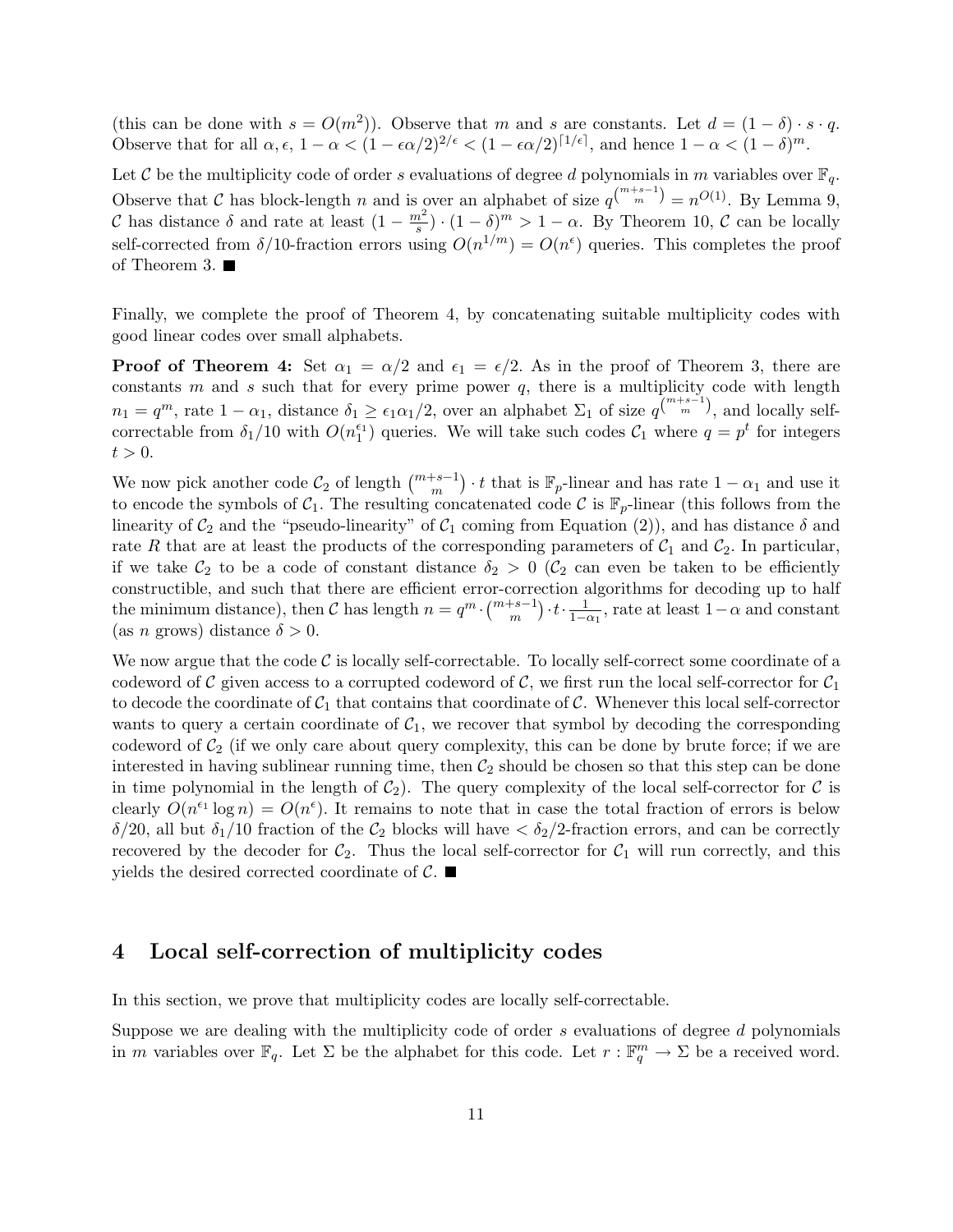(this can be done with $s = O(m^2)$). Observe that $m$ and $s$ are constants. Let $d = (1-\delta) \cdot s \cdot q$. Observe that for all $\alpha, \epsilon$, $1 - \alpha < (1 - \epsilon\alpha/2)^{2/\epsilon} < (1 - \epsilon\alpha/2)^{\lceil 1/\epsilon \rceil}$, and hence $1 - \alpha < (1-\delta)^m$.

Let $\mathcal{C}$ be the multiplicity code of order $s$ evaluations of degree $d$ polynomials in $m$ variables over $\mathbb{F}_q$. Observe that $\mathcal{C}$ has block-length $n$ and is over an alphabet of size $q^{\binom{m+s-1}{m}} = n^{O(1)}$. By Lemma 9, $\mathcal{C}$ has distance $\delta$ and rate at least $(1 - \frac{m^2}{s}) \cdot (1-\delta)^m > 1 - \alpha$. By Theorem 10, $\mathcal{C}$ can be locally self-corrected from $\delta/10$-fraction errors using $O(n^{1/m}) = O(n^\epsilon)$ queries. This completes the proof of Theorem 3. ■

Finally, we complete the proof of Theorem 4, by concatenating suitable multiplicity codes with good linear codes over small alphabets.

**Proof of Theorem 4:** Set $\alpha_1 = \alpha/2$ and $\epsilon_1 = \epsilon/2$. As in the proof of Theorem 3, there are constants $m$ and $s$ such that for every prime power $q$, there is a multiplicity code with length $n_1 = q^m$, rate $1 - \alpha_1$, distance $\delta_1 \geq \epsilon_1 \alpha_1 / 2$, over an alphabet $\Sigma_1$ of size $q^{\binom{m+s-1}{m}}$, and locally self-correctable from $\delta_1/10$ with $O(n_1^{\epsilon_1})$ queries. We will take such codes $\mathcal{C}_1$ where $q = p^t$ for integers $t > 0$.

We now pick another code $\mathcal{C}_2$ of length $\binom{m+s-1}{m} \cdot t$ that is $\mathbb{F}_p$-linear and has rate $1 - \alpha_1$ and use it to encode the symbols of $\mathcal{C}_1$. The resulting concatenated code $\mathcal{C}$ is $\mathbb{F}_p$-linear (this follows from the linearity of $\mathcal{C}_2$ and the "pseudo-linearity" of $\mathcal{C}_1$ coming from Equation (2)), and has distance $\delta$ and rate $R$ that are at least the products of the corresponding parameters of $\mathcal{C}_1$ and $\mathcal{C}_2$. In particular, if we take $\mathcal{C}_2$ to be a code of constant distance $\delta_2 > 0$ ($\mathcal{C}_2$ can even be taken to be efficiently constructible, and such that there are efficient error-correction algorithms for decoding up to half the minimum distance), then $\mathcal{C}$ has length $n = q^m \cdot \binom{m+s-1}{m} \cdot t \cdot \frac{1}{1-\alpha_1}$, rate at least $1-\alpha$ and constant (as $n$ grows) distance $\delta > 0$.

We now argue that the code $\mathcal{C}$ is locally self-correctable. To locally self-correct some coordinate of a codeword of $\mathcal{C}$ given access to a corrupted codeword of $\mathcal{C}$, we first run the local self-corrector for $\mathcal{C}_1$ to decode the coordinate of $\mathcal{C}_1$ that contains that coordinate of $\mathcal{C}$. Whenever this local self-corrector wants to query a certain coordinate of $\mathcal{C}_1$, we recover that symbol by decoding the corresponding codeword of $\mathcal{C}_2$ (if we only care about query complexity, this can be done by brute force; if we are interested in having sublinear running time, then $\mathcal{C}_2$ should be chosen so that this step can be done in time polynomial in the length of $\mathcal{C}_2$). The query complexity of the local self-corrector for $\mathcal{C}$ is clearly $O(n^{\epsilon_1} \log n) = O(n^\epsilon)$. It remains to note that in case the total fraction of errors is below $\delta/20$, all but $\delta_1/10$ fraction of the $\mathcal{C}_2$ blocks will have $< \delta_2/2$-fraction errors, and can be correctly recovered by the decoder for $\mathcal{C}_2$. Thus the local self-corrector for $\mathcal{C}_1$ will run correctly, and this yields the desired corrected coordinate of $\mathcal{C}$. ■

## 4 Local self-correction of multiplicity codes

In this section, we prove that multiplicity codes are locally self-correctable.

Suppose we are dealing with the multiplicity code of order $s$ evaluations of degree $d$ polynomials in $m$ variables over $\mathbb{F}_q$. Let $\Sigma$ be the alphabet for this code. Let $r : \mathbb{F}_q^m \to \Sigma$ be a received word.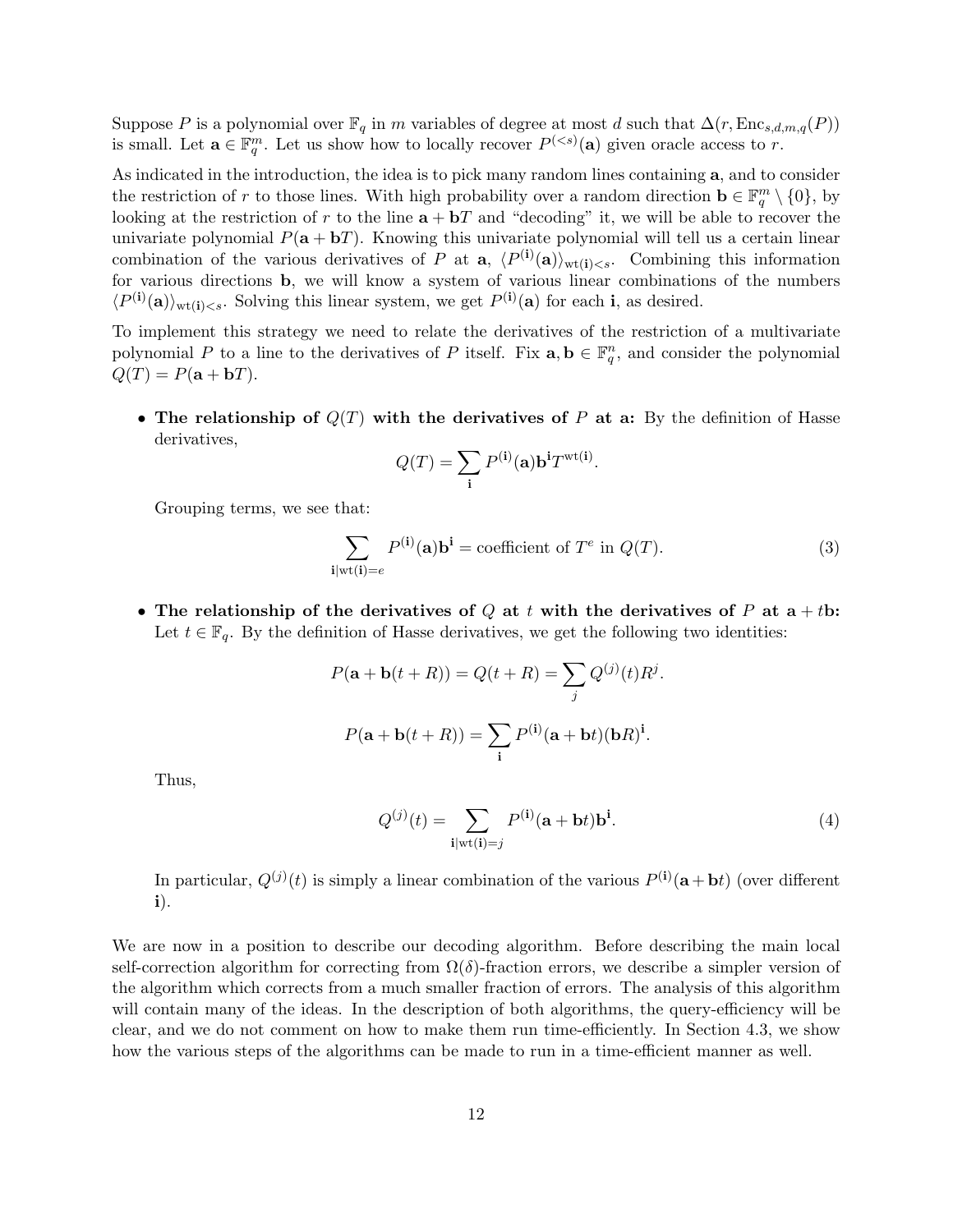Suppose $P$ is a polynomial over $\mathbb{F}_q$ in $m$ variables of degree at most $d$ such that $\Delta(r, \mathrm{Enc}_{s,d,m,q}(P))$ is small. Let $\mathbf{a} \in \mathbb{F}_q^m$. Let us show how to locally recover $P^{(<s)}(\mathbf{a})$ given oracle access to $r$.

As indicated in the introduction, the idea is to pick many random lines containing $\mathbf{a}$, and to consider the restriction of $r$ to those lines. With high probability over a random direction $\mathbf{b} \in \mathbb{F}_q^m \setminus \{0\}$, by looking at the restriction of $r$ to the line $\mathbf{a} + \mathbf{b}T$ and "decoding" it, we will be able to recover the univariate polynomial $P(\mathbf{a} + \mathbf{b}T)$. Knowing this univariate polynomial will tell us a certain linear combination of the various derivatives of $P$ at $\mathbf{a}$, $\langle P^{(\mathbf{i})}(\mathbf{a})\rangle_{\mathrm{wt}(\mathbf{i})<s}$. Combining this information for various directions $\mathbf{b}$, we will know a system of various linear combinations of the numbers $\langle P^{(\mathbf{i})}(\mathbf{a})\rangle_{\mathrm{wt}(\mathbf{i})<s}$. Solving this linear system, we get $P^{(\mathbf{i})}(\mathbf{a})$ for each $\mathbf{i}$, as desired.

To implement this strategy we need to relate the derivatives of the restriction of a multivariate polynomial $P$ to a line to the derivatives of $P$ itself. Fix $\mathbf{a}, \mathbf{b} \in \mathbb{F}_q^n$, and consider the polynomial $Q(T) = P(\mathbf{a} + \mathbf{b}T)$.

- **The relationship of $Q(T)$ with the derivatives of $P$ at a:** By the definition of Hasse derivatives,
$$Q(T) = \sum_{\mathbf{i}} P^{(\mathbf{i})}(\mathbf{a})\mathbf{b}^{\mathbf{i}} T^{\mathrm{wt}(\mathbf{i})}.$$
Grouping terms, we see that:
$$\sum_{\mathbf{i} \mid \mathrm{wt}(\mathbf{i})=e} P^{(\mathbf{i})}(\mathbf{a})\mathbf{b}^{\mathbf{i}} = \text{coefficient of } T^e \text{ in } Q(T). \tag{3}$$

- **The relationship of the derivatives of $Q$ at $t$ with the derivatives of $P$ at $\mathbf{a} + t\mathbf{b}$:** Let $t \in \mathbb{F}_q$. By the definition of Hasse derivatives, we get the following two identities:
$$P(\mathbf{a} + \mathbf{b}(t + R)) = Q(t + R) = \sum_j Q^{(j)}(t)R^j.$$
$$P(\mathbf{a} + \mathbf{b}(t + R)) = \sum_{\mathbf{i}} P^{(\mathbf{i})}(\mathbf{a} + \mathbf{b}t)(\mathbf{b}R)^{\mathbf{i}}.$$
Thus,
$$Q^{(j)}(t) = \sum_{\mathbf{i} \mid \mathrm{wt}(\mathbf{i})=j} P^{(\mathbf{i})}(\mathbf{a} + \mathbf{b}t)\mathbf{b}^{\mathbf{i}}. \tag{4}$$
In particular, $Q^{(j)}(t)$ is simply a linear combination of the various $P^{(\mathbf{i})}(\mathbf{a} + \mathbf{b}t)$ (over different $\mathbf{i}$).

We are now in a position to describe our decoding algorithm. Before describing the main local self-correction algorithm for correcting from $\Omega(\delta)$-fraction errors, we describe a simpler version of the algorithm which corrects from a much smaller fraction of errors. The analysis of this algorithm will contain many of the ideas. In the description of both algorithms, the query-efficiency will be clear, and we do not comment on how to make them run time-efficiently. In Section 4.3, we show how the various steps of the algorithms can be made to run in a time-efficient manner as well.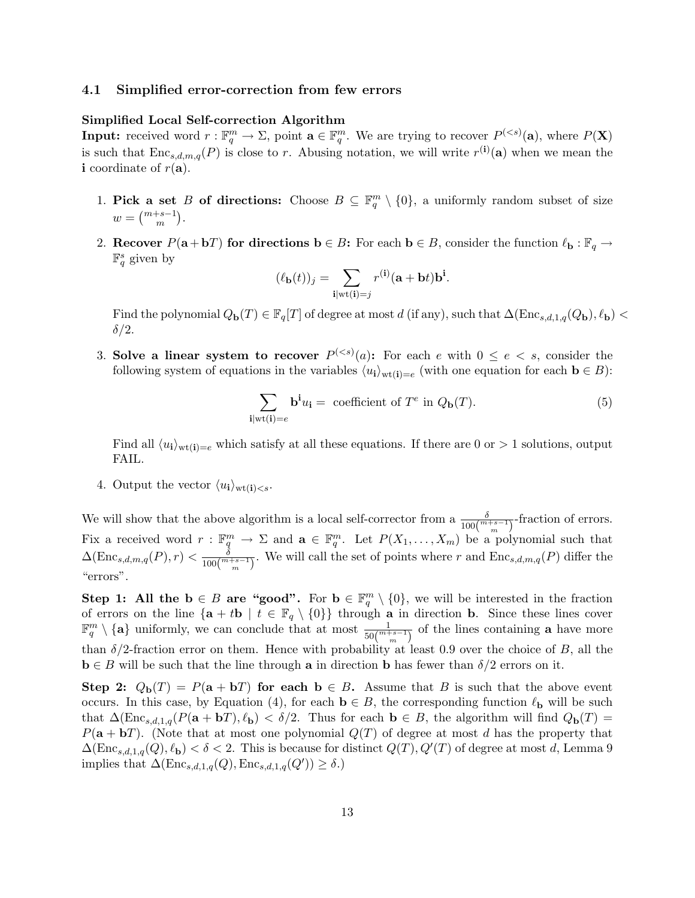### 4.1 Simplified error-correction from few errors

**Simplified Local Self-correction Algorithm**
**Input:** received word $r : \mathbb{F}_q^m \to \Sigma$, point $\mathbf{a} \in \mathbb{F}_q^m$. We are trying to recover $P^{(<s)}(\mathbf{a})$, where $P(\mathbf{X})$ is such that $\mathrm{Enc}_{s,d,m,q}(P)$ is close to $r$. Abusing notation, we will write $r^{(\mathbf{i})}(\mathbf{a})$ when we mean the $\mathbf{i}$ coordinate of $r(\mathbf{a})$.

1. **Pick a set $B$ of directions:** Choose $B \subseteq \mathbb{F}_q^m \setminus \{0\}$, a uniformly random subset of size $w = \binom{m+s-1}{m}$.
2. **Recover $P(\mathbf{a}+\mathbf{b}T)$ for directions $\mathbf{b} \in B$:** For each $\mathbf{b} \in B$, consider the function $\ell_{\mathbf{b}} : \mathbb{F}_q \to \mathbb{F}_q^s$ given by
$$(\ell_{\mathbf{b}}(t))_j = \sum_{\mathbf{i} \mid \mathrm{wt}(\mathbf{i})=j} r^{(\mathbf{i})}(\mathbf{a}+\mathbf{b}t)\mathbf{b}^{\mathbf{i}}.$$
Find the polynomial $Q_{\mathbf{b}}(T) \in \mathbb{F}_q[T]$ of degree at most $d$ (if any), such that $\Delta(\mathrm{Enc}_{s,d,1,q}(Q_{\mathbf{b}}), \ell_{\mathbf{b}}) < \delta/2$.
3. **Solve a linear system to recover $P^{(<s)}(a)$:** For each $e$ with $0 \le e < s$, consider the following system of equations in the variables $\langle u_{\mathbf{i}} \rangle_{\mathrm{wt}(\mathbf{i})=e}$ (with one equation for each $\mathbf{b} \in B$):
$$\sum_{\mathbf{i} \mid \mathrm{wt}(\mathbf{i})=e} \mathbf{b}^{\mathbf{i}} u_{\mathbf{i}} = \text{ coefficient of } T^e \text{ in } Q_{\mathbf{b}}(T). \tag{5}$$
Find all $\langle u_{\mathbf{i}} \rangle_{\mathrm{wt}(\mathbf{i})=e}$ which satisfy at all these equations. If there are 0 or $> 1$ solutions, output FAIL.
4. Output the vector $\langle u_{\mathbf{i}} \rangle_{\mathrm{wt}(\mathbf{i})<s}$.

We will show that the above algorithm is a local self-corrector from a $\frac{\delta}{100\binom{m+s-1}{m}}$-fraction of errors. Fix a received word $r : \mathbb{F}_q^m \to \Sigma$ and $\mathbf{a} \in \mathbb{F}_q^m$. Let $P(X_1, \dots, X_m)$ be a polynomial such that $\Delta(\mathrm{Enc}_{s,d,m,q}(P), r) < \frac{\delta}{100\binom{m+s-1}{m}}$. We will call the set of points where $r$ and $\mathrm{Enc}_{s,d,m,q}(P)$ differ the "errors".

**Step 1: All the $\mathbf{b} \in B$ are "good".** For $\mathbf{b} \in \mathbb{F}_q^m \setminus \{0\}$, we will be interested in the fraction of errors on the line $\{\mathbf{a} + t\mathbf{b} \mid t \in \mathbb{F}_q \setminus \{0\}\}$ through $\mathbf{a}$ in direction $\mathbf{b}$. Since these lines cover $\mathbb{F}_q^m \setminus \{\mathbf{a}\}$ uniformly, we can conclude that at most $\frac{1}{50\binom{m+s-1}{m}}$ of the lines containing $\mathbf{a}$ have more than $\delta/2$-fraction error on them. Hence with probability at least 0.9 over the choice of $B$, all the $\mathbf{b} \in B$ will be such that the line through $\mathbf{a}$ in direction $\mathbf{b}$ has fewer than $\delta/2$ errors on it.

**Step 2: $Q_{\mathbf{b}}(T) = P(\mathbf{a} + \mathbf{b}T)$ for each $\mathbf{b} \in B$.** Assume that $B$ is such that the above event occurs. In this case, by Equation (4), for each $\mathbf{b} \in B$, the corresponding function $\ell_{\mathbf{b}}$ will be such that $\Delta(\mathrm{Enc}_{s,d,1,q}(P(\mathbf{a}+\mathbf{b}T), \ell_{\mathbf{b}}) < \delta/2$. Thus for each $\mathbf{b} \in B$, the algorithm will find $Q_{\mathbf{b}}(T) = P(\mathbf{a} + \mathbf{b}T)$. (Note that at most one polynomial $Q(T)$ of degree at most $d$ has the property that $\Delta(\mathrm{Enc}_{s,d,1,q}(Q), \ell_{\mathbf{b}}) < \delta < 2$. This is because for distinct $Q(T), Q'(T)$ of degree at most $d$, Lemma 9 implies that $\Delta(\mathrm{Enc}_{s,d,1,q}(Q), \mathrm{Enc}_{s,d,1,q}(Q')) \ge \delta$.)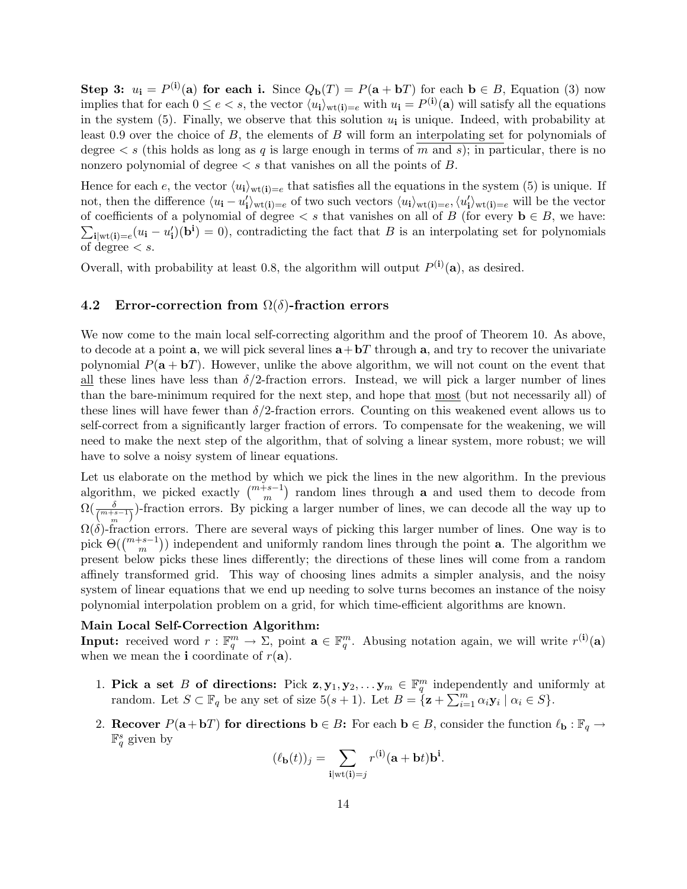**Step 3: $u_{\mathbf{i}} = P^{(\mathbf{i})}(\mathbf{a})$ for each i.** Since $Q_{\mathbf{b}}(T) = P(\mathbf{a} + \mathbf{b}T)$ for each $\mathbf{b} \in B$, Equation (3) now implies that for each $0 \le e < s$, the vector $\langle u_{\mathbf{i}} \rangle_{\mathrm{wt}(\mathbf{i})=e}$ with $u_{\mathbf{i}} = P^{(\mathbf{i})}(\mathbf{a})$ will satisfy all the equations in the system (5). Finally, we observe that this solution $u_{\mathbf{i}}$ is unique. Indeed, with probability at least 0.9 over the choice of $B$, the elements of $B$ will form an interpolating set for polynomials of degree $< s$ (this holds as long as $q$ is large enough in terms of $m$ and $s$); in particular, there is no nonzero polynomial of degree $< s$ that vanishes on all the points of $B$.

Hence for each $e$, the vector $\langle u_{\mathbf{i}} \rangle_{\mathrm{wt}(\mathbf{i})=e}$ that satisfies all the equations in the system (5) is unique. If not, then the difference $\langle u_{\mathbf{i}} - u'_{\mathbf{i}} \rangle_{\mathrm{wt}(\mathbf{i})=e}$ of two such vectors $\langle u_{\mathbf{i}} \rangle_{\mathrm{wt}(\mathbf{i})=e}, \langle u'_{\mathbf{i}} \rangle_{\mathrm{wt}(\mathbf{i})=e}$ will be the vector of coefficients of a polynomial of degree $< s$ that vanishes on all of $B$ (for every $\mathbf{b} \in B$, we have: $\sum_{\mathbf{i}|\mathrm{wt}(\mathbf{i})=e} (u_{\mathbf{i}} - u'_{\mathbf{i}})(\mathbf{b}^{\mathbf{i}}) = 0$), contradicting the fact that $B$ is an interpolating set for polynomials of degree $< s$.

Overall, with probability at least 0.8, the algorithm will output $P^{(\mathbf{i})}(\mathbf{a})$, as desired.

### 4.2 Error-correction from $\Omega(\delta)$-fraction errors

We now come to the main local self-correcting algorithm and the proof of Theorem 10. As above, to decode at a point $\mathbf{a}$, we will pick several lines $\mathbf{a} + \mathbf{b}T$ through $\mathbf{a}$, and try to recover the univariate polynomial $P(\mathbf{a} + \mathbf{b}T)$. However, unlike the above algorithm, we will not count on the event that all these lines have less than $\delta/2$-fraction errors. Instead, we will pick a larger number of lines than the bare-minimum required for the next step, and hope that most (but not necessarily all) of these lines will have fewer than $\delta/2$-fraction errors. Counting on this weakened event allows us to self-correct from a significantly larger fraction of errors. To compensate for the weakening, we will need to make the next step of the algorithm, that of solving a linear system, more robust; we will have to solve a noisy system of linear equations.

Let us elaborate on the method by which we pick the lines in the new algorithm. In the previous algorithm, we picked exactly $\binom{m+s-1}{m}$ random lines through $\mathbf{a}$ and used them to decode from $\Omega(\frac{\delta}{\binom{m+s-1}{m}})$-fraction errors. By picking a larger number of lines, we can decode all the way up to $\Omega(\delta)$-fraction errors. There are several ways of picking this larger number of lines. One way is to pick $\Theta(\binom{m+s-1}{m})$ independent and uniformly random lines through the point $\mathbf{a}$. The algorithm we present below picks these lines differently; the directions of these lines will come from a random affinely transformed grid. This way of choosing lines admits a simpler analysis, and the noisy system of linear equations that we end up needing to solve turns becomes an instance of the noisy polynomial interpolation problem on a grid, for which time-efficient algorithms are known.

**Main Local Self-Correction Algorithm:**
**Input:** received word $r : \mathbb{F}_q^m \to \Sigma$, point $\mathbf{a} \in \mathbb{F}_q^m$. Abusing notation again, we will write $r^{(\mathbf{i})}(\mathbf{a})$ when we mean the $\mathbf{i}$ coordinate of $r(\mathbf{a})$.

1. **Pick a set $B$ of directions:** Pick $\mathbf{z}, \mathbf{y}_1, \mathbf{y}_2, \ldots \mathbf{y}_m \in \mathbb{F}_q^m$ independently and uniformly at random. Let $S \subset \mathbb{F}_q$ be any set of size $5(s+1)$. Let $B = \{\mathbf{z} + \sum_{i=1}^m \alpha_i \mathbf{y}_i \mid \alpha_i \in S\}$.
2. **Recover $P(\mathbf{a} + \mathbf{b}T)$ for directions $\mathbf{b} \in B$:** For each $\mathbf{b} \in B$, consider the function $\ell_{\mathbf{b}} : \mathbb{F}_q \to \mathbb{F}_q^s$ given by

$$(\ell_{\mathbf{b}}(t))_j = \sum_{\mathbf{i}|\mathrm{wt}(\mathbf{i})=j} r^{(\mathbf{i})}(\mathbf{a} + \mathbf{b}t)\mathbf{b}^{\mathbf{i}}.$$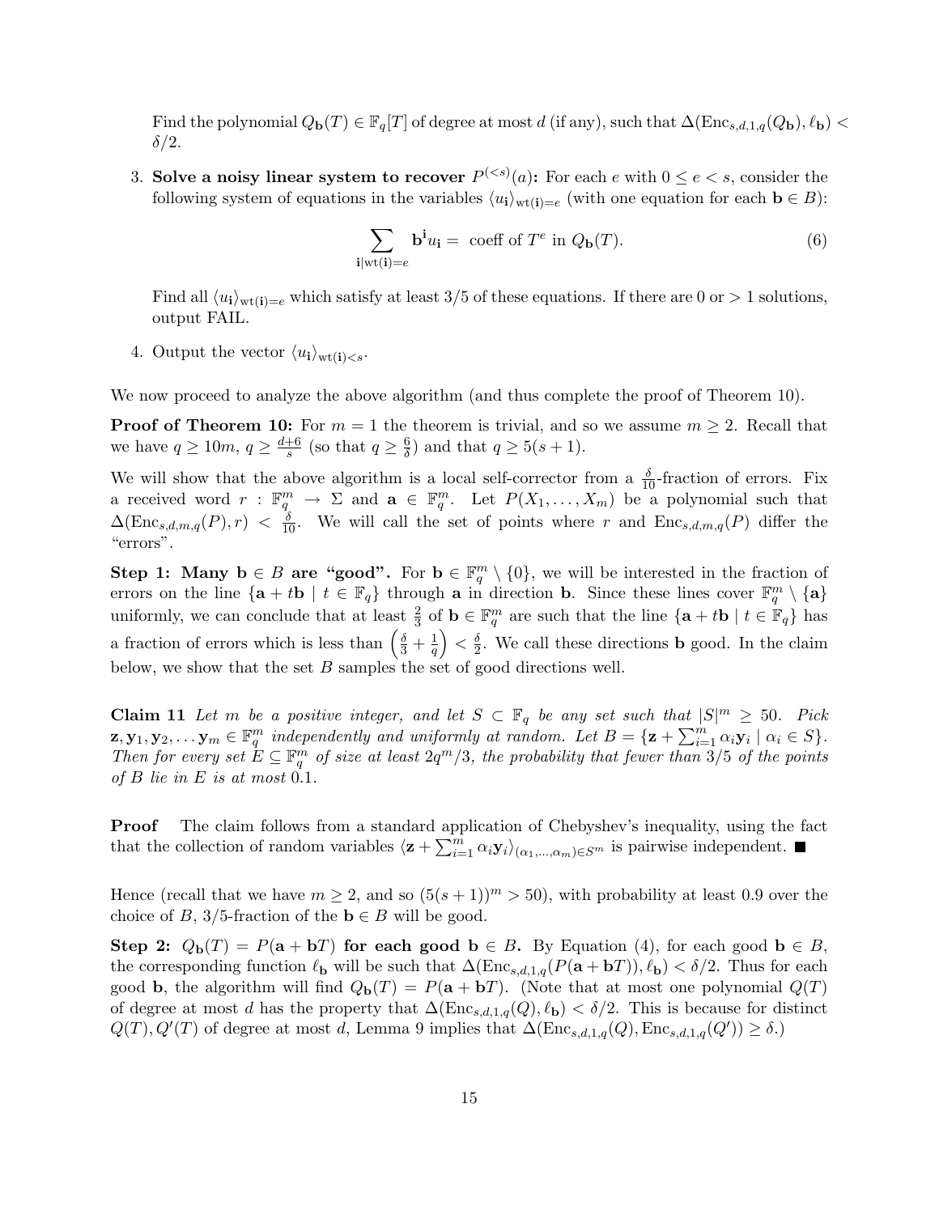Find the polynomial $Q_{\mathbf{b}}(T) \in \mathbb{F}_q[T]$ of degree at most $d$ (if any), such that $\Delta(\mathrm{Enc}_{s,d,1,q}(Q_{\mathbf{b}}), \ell_{\mathbf{b}}) < \delta/2$.

3. **Solve a noisy linear system to recover $P^{(<s)}(a)$:** For each $e$ with $0 \leq e < s$, consider the following system of equations in the variables $\langle u_{\mathbf{i}} \rangle_{\mathrm{wt}(\mathbf{i})=e}$ (with one equation for each $\mathbf{b} \in B$):

$$\sum_{\mathbf{i} \mid \mathrm{wt}(\mathbf{i})=e} \mathbf{b}^{\mathbf{i}} u_{\mathbf{i}} = \text{ coeff of } T^e \text{ in } Q_{\mathbf{b}}(T). \tag{6}$$

Find all $\langle u_{\mathbf{i}} \rangle_{\mathrm{wt}(\mathbf{i})=e}$ which satisfy at least 3/5 of these equations. If there are 0 or $> 1$ solutions, output FAIL.

4. Output the vector $\langle u_{\mathbf{i}} \rangle_{\mathrm{wt}(\mathbf{i})<s}$.

We now proceed to analyze the above algorithm (and thus complete the proof of Theorem 10).

**Proof of Theorem 10:** For $m = 1$ the theorem is trivial, and so we assume $m \geq 2$. Recall that we have $q \geq 10m$, $q \geq \frac{d+6}{s}$ (so that $q \geq \frac{6}{\delta}$) and that $q \geq 5(s+1)$.

We will show that the above algorithm is a local self-corrector from a $\frac{\delta}{10}$-fraction of errors. Fix a received word $r : \mathbb{F}_q^m \to \Sigma$ and $\mathbf{a} \in \mathbb{F}_q^m$. Let $P(X_1, \ldots, X_m)$ be a polynomial such that $\Delta(\mathrm{Enc}_{s,d,m,q}(P), r) < \frac{\delta}{10}$. We will call the set of points where $r$ and $\mathrm{Enc}_{s,d,m,q}(P)$ differ the "errors".

**Step 1: Many $\mathbf{b} \in B$ are "good".** For $\mathbf{b} \in \mathbb{F}_q^m \setminus \{0\}$, we will be interested in the fraction of errors on the line $\{\mathbf{a} + t\mathbf{b} \mid t \in \mathbb{F}_q\}$ through $\mathbf{a}$ in direction $\mathbf{b}$. Since these lines cover $\mathbb{F}_q^m \setminus \{\mathbf{a}\}$ uniformly, we can conclude that at least $\frac{2}{3}$ of $\mathbf{b} \in \mathbb{F}_q^m$ are such that the line $\{\mathbf{a} + t\mathbf{b} \mid t \in \mathbb{F}_q\}$ has a fraction of errors which is less than $\left(\frac{\delta}{3} + \frac{1}{q}\right) < \frac{\delta}{2}$. We call these directions $\mathbf{b}$ good. In the claim below, we show that the set $B$ samples the set of good directions well.

**Claim 11** *Let $m$ be a positive integer, and let $S \subset \mathbb{F}_q$ be any set such that $|S|^m \geq 50$. Pick $\mathbf{z}, \mathbf{y}_1, \mathbf{y}_2, \ldots \mathbf{y}_m \in \mathbb{F}_q^m$ independently and uniformly at random. Let $B = \{\mathbf{z} + \sum_{i=1}^m \alpha_i \mathbf{y}_i \mid \alpha_i \in S\}$. Then for every set $E \subseteq \mathbb{F}_q^m$ of size at least $2q^m/3$, the probability that fewer than 3/5 of the points of $B$ lie in $E$ is at most 0.1.*

**Proof** The claim follows from a standard application of Chebyshev's inequality, using the fact that the collection of random variables $\langle \mathbf{z} + \sum_{i=1}^m \alpha_i \mathbf{y}_i \rangle_{(\alpha_1, \ldots, \alpha_m) \in S^m}$ is pairwise independent. ■

Hence (recall that we have $m \geq 2$, and so $(5(s+1))^m > 50$), with probability at least 0.9 over the choice of $B$, 3/5-fraction of the $\mathbf{b} \in B$ will be good.

**Step 2: $Q_{\mathbf{b}}(T) = P(\mathbf{a} + \mathbf{b}T)$ for each good $\mathbf{b} \in B$.** By Equation (4), for each good $\mathbf{b} \in B$, the corresponding function $\ell_{\mathbf{b}}$ will be such that $\Delta(\mathrm{Enc}_{s,d,1,q}(P(\mathbf{a} + \mathbf{b}T)), \ell_{\mathbf{b}}) < \delta/2$. Thus for each good $\mathbf{b}$, the algorithm will find $Q_{\mathbf{b}}(T) = P(\mathbf{a} + \mathbf{b}T)$. (Note that at most one polynomial $Q(T)$ of degree at most $d$ has the property that $\Delta(\mathrm{Enc}_{s,d,1,q}(Q), \ell_{\mathbf{b}}) < \delta/2$. This is because for distinct $Q(T), Q'(T)$ of degree at most $d$, Lemma 9 implies that $\Delta(\mathrm{Enc}_{s,d,1,q}(Q), \mathrm{Enc}_{s,d,1,q}(Q')) \geq \delta$.)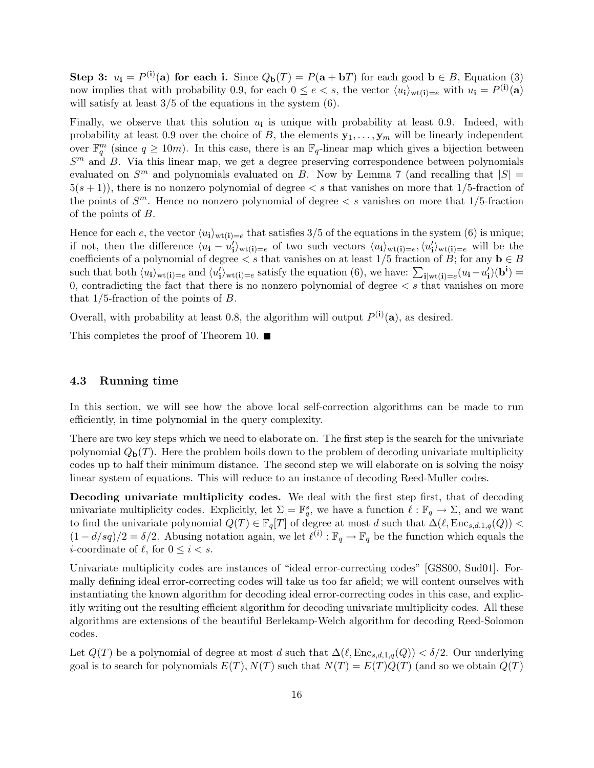**Step 3: $u_{\mathbf{i}} = P^{(\mathbf{i})}(\mathbf{a})$ for each i.** Since $Q_{\mathbf{b}}(T) = P(\mathbf{a} + \mathbf{b}T)$ for each good $\mathbf{b} \in B$, Equation (3) now implies that with probability 0.9, for each $0 \leq e < s$, the vector $\langle u_{\mathbf{i}} \rangle_{\mathrm{wt}(\mathbf{i})=e}$ with $u_{\mathbf{i}} = P^{(\mathbf{i})}(\mathbf{a})$ will satisfy at least 3/5 of the equations in the system (6).

Finally, we observe that this solution $u_{\mathbf{i}}$ is unique with probability at least 0.9. Indeed, with probability at least 0.9 over the choice of $B$, the elements $\mathbf{y}_1, \ldots, \mathbf{y}_m$ will be linearly independent over $\mathbb{F}_q^m$ (since $q \geq 10m$). In this case, there is an $\mathbb{F}_q$-linear map which gives a bijection between $S^m$ and $B$. Via this linear map, we get a degree preserving correspondence between polynomials evaluated on $S^m$ and polynomials evaluated on $B$. Now by Lemma 7 (and recalling that $|S| = 5(s+1)$), there is no nonzero polynomial of degree $< s$ that vanishes on more that 1/5-fraction of the points of $S^m$. Hence no nonzero polynomial of degree $< s$ vanishes on more that 1/5-fraction of the points of $B$.

Hence for each $e$, the vector $\langle u_{\mathbf{i}} \rangle_{\mathrm{wt}(\mathbf{i})=e}$ that satisfies 3/5 of the equations in the system (6) is unique; if not, then the difference $\langle u_{\mathbf{i}} - u'_{\mathbf{i}} \rangle_{\mathrm{wt}(\mathbf{i})=e}$ of two such vectors $\langle u_{\mathbf{i}} \rangle_{\mathrm{wt}(\mathbf{i})=e}, \langle u'_{\mathbf{i}} \rangle_{\mathrm{wt}(\mathbf{i})=e}$ will be the coefficients of a polynomial of degree $< s$ that vanishes on at least 1/5 fraction of $B$; for any $\mathbf{b} \in B$ such that both $\langle u_{\mathbf{i}} \rangle_{\mathrm{wt}(\mathbf{i})=e}$ and $\langle u'_{\mathbf{i}} \rangle_{\mathrm{wt}(\mathbf{i})=e}$ satisfy the equation (6), we have: $\sum_{\mathbf{i} | \mathrm{wt}(\mathbf{i})=e} (u_{\mathbf{i}} - u'_{\mathbf{i}})(\mathbf{b}^{\mathbf{i}}) = 0$, contradicting the fact that there is no nonzero polynomial of degree $< s$ that vanishes on more that 1/5-fraction of the points of $B$.

Overall, with probability at least 0.8, the algorithm will output $P^{(\mathbf{i})}(\mathbf{a})$, as desired.

This completes the proof of Theorem 10. ■

### 4.3 Running time

In this section, we will see how the above local self-correction algorithms can be made to run efficiently, in time polynomial in the query complexity.

There are two key steps which we need to elaborate on. The first step is the search for the univariate polynomial $Q_{\mathbf{b}}(T)$. Here the problem boils down to the problem of decoding univariate multiplicity codes up to half their minimum distance. The second step we will elaborate on is solving the noisy linear system of equations. This will reduce to an instance of decoding Reed-Muller codes.

**Decoding univariate multiplicity codes.** We deal with the first step first, that of decoding univariate multiplicity codes. Explicitly, let $\Sigma = \mathbb{F}_q^s$, we have a function $\ell : \mathbb{F}_q \to \Sigma$, and we want to find the univariate polynomial $Q(T) \in \mathbb{F}_q[T]$ of degree at most $d$ such that $\Delta(\ell, \mathrm{Enc}_{s,d,1,q}(Q)) < (1 - d/sq)/2 = \delta/2$. Abusing notation again, we let $\ell^{(i)} : \mathbb{F}_q \to \mathbb{F}_q$ be the function which equals the $i$-coordinate of $\ell$, for $0 \leq i < s$.

Univariate multiplicity codes are instances of "ideal error-correcting codes" [GSS00, Sud01]. Formally defining ideal error-correcting codes will take us too far afield; we will content ourselves with instantiating the known algorithm for decoding ideal error-correcting codes in this case, and explicitly writing out the resulting efficient algorithm for decoding univariate multiplicity codes. All these algorithms are extensions of the beautiful Berlekamp-Welch algorithm for decoding Reed-Solomon codes.

Let $Q(T)$ be a polynomial of degree at most $d$ such that $\Delta(\ell, \mathrm{Enc}_{s,d,1,q}(Q)) < \delta/2$. Our underlying goal is to search for polynomials $E(T), N(T)$ such that $N(T) = E(T)Q(T)$ (and so we obtain $Q(T)$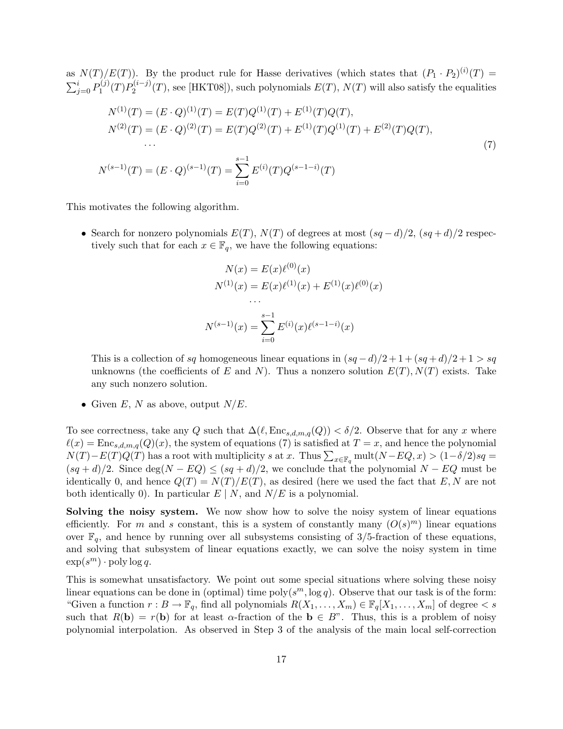as $N(T)/E(T)$). By the product rule for Hasse derivatives (which states that $(P_1 \cdot P_2)^{(i)}(T) = \sum_{j=0}^{i} P_1^{(j)}(T) P_2^{(i-j)}(T)$, see [HKT08]), such polynomials $E(T)$, $N(T)$ will also satisfy the equalities

$$
\begin{aligned}
N^{(1)}(T) &= (E \cdot Q)^{(1)}(T) = E(T)Q^{(1)}(T) + E^{(1)}(T)Q(T), \\
N^{(2)}(T) &= (E \cdot Q)^{(2)}(T) = E(T)Q^{(2)}(T) + E^{(1)}(T)Q^{(1)}(T) + E^{(2)}(T)Q(T), \\
&\cdots \\
N^{(s-1)}(T) &= (E \cdot Q)^{(s-1)}(T) = \sum_{i=0}^{s-1} E^{(i)}(T)Q^{(s-1-i)}(T)
\end{aligned}
\tag{7}
$$

This motivates the following algorithm.

- Search for nonzero polynomials $E(T)$, $N(T)$ of degrees at most $(sq-d)/2$, $(sq+d)/2$ respectively such that for each $x \in \mathbb{F}_q$, we have the following equations:

$$
\begin{aligned}
N(x) &= E(x)\ell^{(0)}(x) \\
N^{(1)}(x) &= E(x)\ell^{(1)}(x) + E^{(1)}(x)\ell^{(0)}(x) \\
&\cdots \\
N^{(s-1)}(x) &= \sum_{i=0}^{s-1} E^{(i)}(x)\ell^{(s-1-i)}(x)
\end{aligned}
$$

  This is a collection of $sq$ homogeneous linear equations in $(sq-d)/2 + 1 + (sq+d)/2 + 1 > sq$ unknowns (the coefficients of $E$ and $N$). Thus a nonzero solution $E(T), N(T)$ exists. Take any such nonzero solution.

- Given $E$, $N$ as above, output $N/E$.

To see correctness, take any $Q$ such that $\Delta(\ell, \mathrm{Enc}_{s,d,m,q}(Q)) < \delta/2$. Observe that for any $x$ where $\ell(x) = \mathrm{Enc}_{s,d,m,q}(Q)(x)$, the system of equations (7) is satisfied at $T = x$, and hence the polynomial $N(T) - E(T)Q(T)$ has a root with multiplicity $s$ at $x$. Thus $\sum_{x \in \mathbb{F}_q} \mathrm{mult}(N - EQ, x) > (1-\delta/2)sq = (sq+d)/2$. Since $\deg(N - EQ) \leq (sq+d)/2$, we conclude that the polynomial $N - EQ$ must be identically 0, and hence $Q(T) = N(T)/E(T)$, as desired (here we used the fact that $E, N$ are not both identically 0). In particular $E \mid N$, and $N/E$ is a polynomial.

**Solving the noisy system.** We now show how to solve the noisy system of linear equations efficiently. For $m$ and $s$ constant, this is a system of constantly many ($O(s)^m$) linear equations over $\mathbb{F}_q$, and hence by running over all subsystems consisting of 3/5-fraction of these equations, and solving that subsystem of linear equations exactly, we can solve the noisy system in time $\exp(s^m) \cdot \mathrm{poly}\log q$.

This is somewhat unsatisfactory. We point out some special situations where solving these noisy linear equations can be done in (optimal) time $\mathrm{poly}(s^m, \log q)$. Observe that our task is of the form: "Given a function $r : B \to \mathbb{F}_q$, find all polynomials $R(X_1, \ldots, X_m) \in \mathbb{F}_q[X_1, \ldots, X_m]$ of degree $< s$ such that $R(\mathbf{b}) = r(\mathbf{b})$ for at least $\alpha$-fraction of the $\mathbf{b} \in B$". Thus, this is a problem of noisy polynomial interpolation. As observed in Step 3 of the analysis of the main local self-correction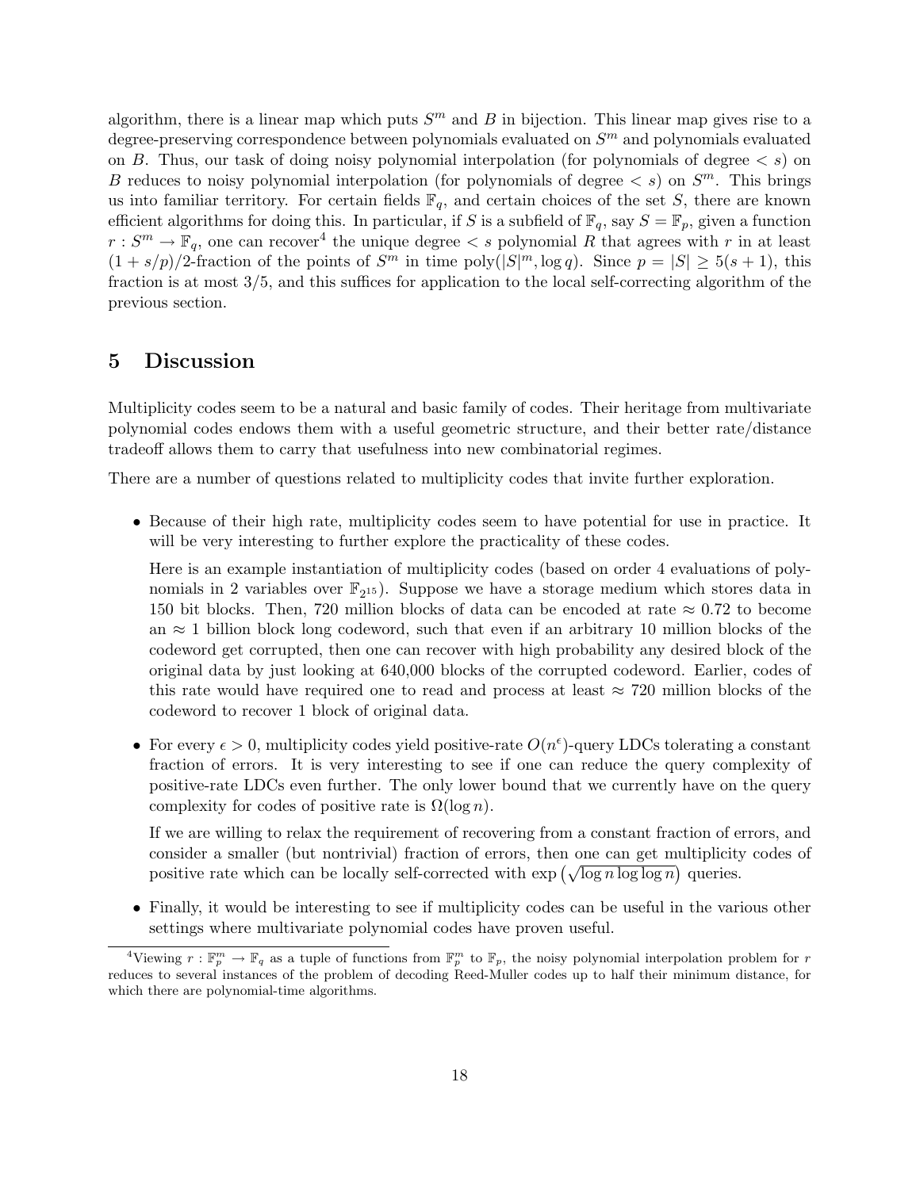algorithm, there is a linear map which puts $S^m$ and $B$ in bijection. This linear map gives rise to a degree-preserving correspondence between polynomials evaluated on $S^m$ and polynomials evaluated on $B$. Thus, our task of doing noisy polynomial interpolation (for polynomials of degree $< s$) on $B$ reduces to noisy polynomial interpolation (for polynomials of degree $< s$) on $S^m$. This brings us into familiar territory. For certain fields $\mathbb{F}_q$, and certain choices of the set $S$, there are known efficient algorithms for doing this. In particular, if $S$ is a subfield of $\mathbb{F}_q$, say $S = \mathbb{F}_p$, given a function $r : S^m \to \mathbb{F}_q$, one can recover[4] the unique degree $< s$ polynomial $R$ that agrees with $r$ in at least $(1 + s/p)/2$-fraction of the points of $S^m$ in time $\text{poly}(|S|^m, \log q)$. Since $p = |S| \geq 5(s+1)$, this fraction is at most $3/5$, and this suffices for application to the local self-correcting algorithm of the previous section.

## 5 Discussion

Multiplicity codes seem to be a natural and basic family of codes. Their heritage from multivariate polynomial codes endows them with a useful geometric structure, and their better rate/distance tradeoff allows them to carry that usefulness into new combinatorial regimes.

There are a number of questions related to multiplicity codes that invite further exploration.

- Because of their high rate, multiplicity codes seem to have potential for use in practice. It will be very interesting to further explore the practicality of these codes.

  Here is an example instantiation of multiplicity codes (based on order 4 evaluations of polynomials in 2 variables over $\mathbb{F}_{2^{15}}$). Suppose we have a storage medium which stores data in 150 bit blocks. Then, 720 million blocks of data can be encoded at rate $\approx 0.72$ to become an $\approx 1$ billion block long codeword, such that even if an arbitrary 10 million blocks of the codeword get corrupted, then one can recover with high probability any desired block of the original data by just looking at 640,000 blocks of the corrupted codeword. Earlier, codes of this rate would have required one to read and process at least $\approx 720$ million blocks of the codeword to recover 1 block of original data.

- For every $\epsilon > 0$, multiplicity codes yield positive-rate $O(n^\epsilon)$-query LDCs tolerating a constant fraction of errors. It is very interesting to see if one can reduce the query complexity of positive-rate LDCs even further. The only lower bound that we currently have on the query complexity for codes of positive rate is $\Omega(\log n)$.

  If we are willing to relax the requirement of recovering from a constant fraction of errors, and consider a smaller (but nontrivial) fraction of errors, then one can get multiplicity codes of positive rate which can be locally self-corrected with $\exp\left(\sqrt{\log n \log \log n}\right)$ queries.

- Finally, it would be interesting to see if multiplicity codes can be useful in the various other settings where multivariate polynomial codes have proven useful.

[4] Viewing $r : \mathbb{F}_p^m \to \mathbb{F}_q$ as a tuple of functions from $\mathbb{F}_p^m$ to $\mathbb{F}_p$, the noisy polynomial interpolation problem for $r$ reduces to several instances of the problem of decoding Reed-Muller codes up to half their minimum distance, for which there are polynomial-time algorithms.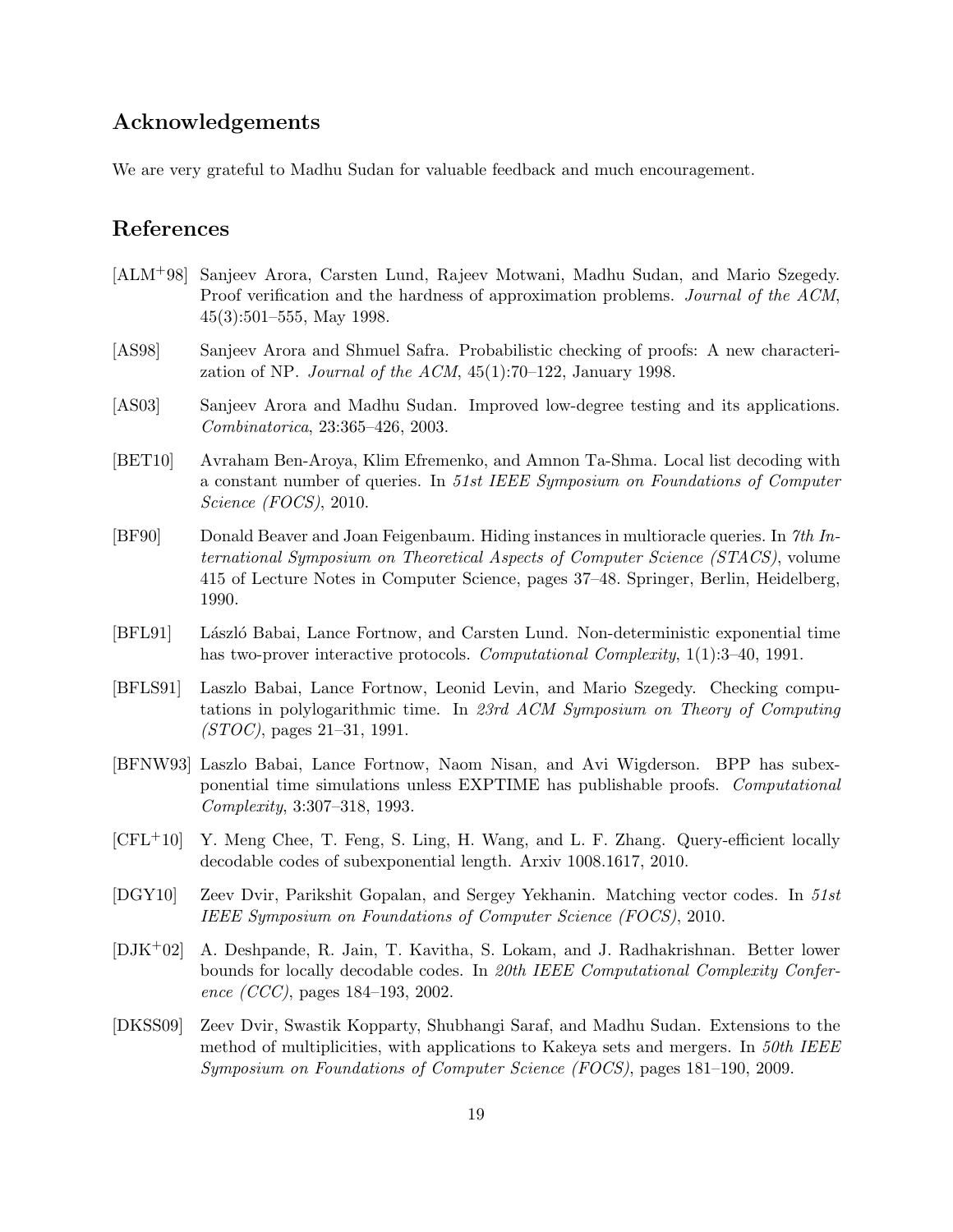## Acknowledgements

We are very grateful to Madhu Sudan for valuable feedback and much encouragement.

## References

[ALM+98] Sanjeev Arora, Carsten Lund, Rajeev Motwani, Madhu Sudan, and Mario Szegedy. Proof verification and the hardness of approximation problems. *Journal of the ACM*, 45(3):501–555, May 1998.

[AS98] Sanjeev Arora and Shmuel Safra. Probabilistic checking of proofs: A new characterization of NP. *Journal of the ACM*, 45(1):70–122, January 1998.

[AS03] Sanjeev Arora and Madhu Sudan. Improved low-degree testing and its applications. *Combinatorica*, 23:365–426, 2003.

[BET10] Avraham Ben-Aroya, Klim Efremenko, and Amnon Ta-Shma. Local list decoding with a constant number of queries. In *51st IEEE Symposium on Foundations of Computer Science (FOCS)*, 2010.

[BF90] Donald Beaver and Joan Feigenbaum. Hiding instances in multioracle queries. In *7th International Symposium on Theoretical Aspects of Computer Science (STACS)*, volume 415 of Lecture Notes in Computer Science, pages 37–48. Springer, Berlin, Heidelberg, 1990.

[BFL91] László Babai, Lance Fortnow, and Carsten Lund. Non-deterministic exponential time has two-prover interactive protocols. *Computational Complexity*, 1(1):3–40, 1991.

[BFLS91] Laszlo Babai, Lance Fortnow, Leonid Levin, and Mario Szegedy. Checking computations in polylogarithmic time. In *23rd ACM Symposium on Theory of Computing (STOC)*, pages 21–31, 1991.

[BFNW93] Laszlo Babai, Lance Fortnow, Naom Nisan, and Avi Wigderson. BPP has subexponential time simulations unless EXPTIME has publishable proofs. *Computational Complexity*, 3:307–318, 1993.

[CFL+10] Y. Meng Chee, T. Feng, S. Ling, H. Wang, and L. F. Zhang. Query-efficient locally decodable codes of subexponential length. Arxiv 1008.1617, 2010.

[DGY10] Zeev Dvir, Parikshit Gopalan, and Sergey Yekhanin. Matching vector codes. In *51st IEEE Symposium on Foundations of Computer Science (FOCS)*, 2010.

[DJK+02] A. Deshpande, R. Jain, T. Kavitha, S. Lokam, and J. Radhakrishnan. Better lower bounds for locally decodable codes. In *20th IEEE Computational Complexity Conference (CCC)*, pages 184–193, 2002.

[DKSS09] Zeev Dvir, Swastik Kopparty, Shubhangi Saraf, and Madhu Sudan. Extensions to the method of multiplicities, with applications to Kakeya sets and mergers. In *50th IEEE Symposium on Foundations of Computer Science (FOCS)*, pages 181–190, 2009.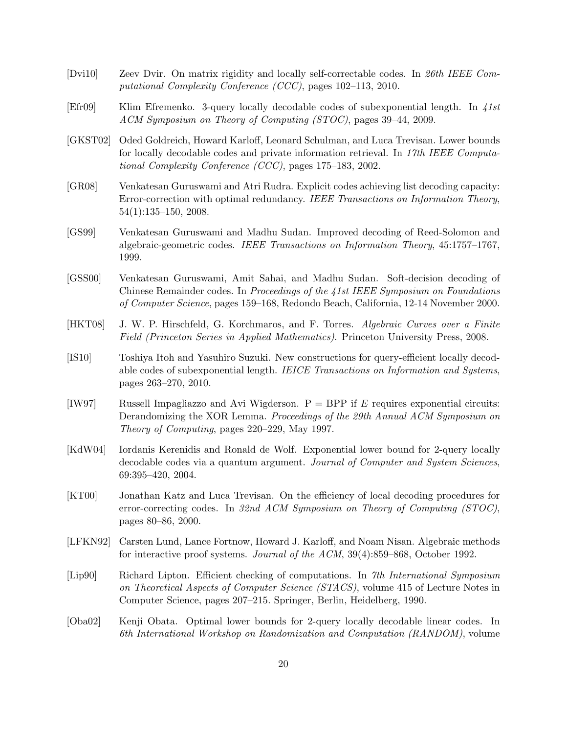[Dvi10] Zeev Dvir. On matrix rigidity and locally self-correctable codes. In *26th IEEE Computational Complexity Conference (CCC)*, pages 102–113, 2010.

[Efr09] Klim Efremenko. 3-query locally decodable codes of subexponential length. In *41st ACM Symposium on Theory of Computing (STOC)*, pages 39–44, 2009.

[GKST02] Oded Goldreich, Howard Karloff, Leonard Schulman, and Luca Trevisan. Lower bounds for locally decodable codes and private information retrieval. In *17th IEEE Computational Complexity Conference (CCC)*, pages 175–183, 2002.

[GR08] Venkatesan Guruswami and Atri Rudra. Explicit codes achieving list decoding capacity: Error-correction with optimal redundancy. *IEEE Transactions on Information Theory*, 54(1):135–150, 2008.

[GS99] Venkatesan Guruswami and Madhu Sudan. Improved decoding of Reed-Solomon and algebraic-geometric codes. *IEEE Transactions on Information Theory*, 45:1757–1767, 1999.

[GSS00] Venkatesan Guruswami, Amit Sahai, and Madhu Sudan. Soft-decision decoding of Chinese Remainder codes. In *Proceedings of the 41st IEEE Symposium on Foundations of Computer Science*, pages 159–168, Redondo Beach, California, 12-14 November 2000.

[HKT08] J. W. P. Hirschfeld, G. Korchmaros, and F. Torres. *Algebraic Curves over a Finite Field (Princeton Series in Applied Mathematics)*. Princeton University Press, 2008.

[IS10] Toshiya Itoh and Yasuhiro Suzuki. New constructions for query-efficient locally decodable codes of subexponential length. *IEICE Transactions on Information and Systems*, pages 263–270, 2010.

[IW97] Russell Impagliazzo and Avi Wigderson. P = BPP if $E$ requires exponential circuits: Derandomizing the XOR Lemma. *Proceedings of the 29th Annual ACM Symposium on Theory of Computing*, pages 220–229, May 1997.

[KdW04] Iordanis Kerenidis and Ronald de Wolf. Exponential lower bound for 2-query locally decodable codes via a quantum argument. *Journal of Computer and System Sciences*, 69:395–420, 2004.

[KT00] Jonathan Katz and Luca Trevisan. On the efficiency of local decoding procedures for error-correcting codes. In *32nd ACM Symposium on Theory of Computing (STOC)*, pages 80–86, 2000.

[LFKN92] Carsten Lund, Lance Fortnow, Howard J. Karloff, and Noam Nisan. Algebraic methods for interactive proof systems. *Journal of the ACM*, 39(4):859–868, October 1992.

[Lip90] Richard Lipton. Efficient checking of computations. In *7th International Symposium on Theoretical Aspects of Computer Science (STACS)*, volume 415 of Lecture Notes in Computer Science, pages 207–215. Springer, Berlin, Heidelberg, 1990.

[Oba02] Kenji Obata. Optimal lower bounds for 2-query locally decodable linear codes. In *6th International Workshop on Randomization and Computation (RANDOM)*, volume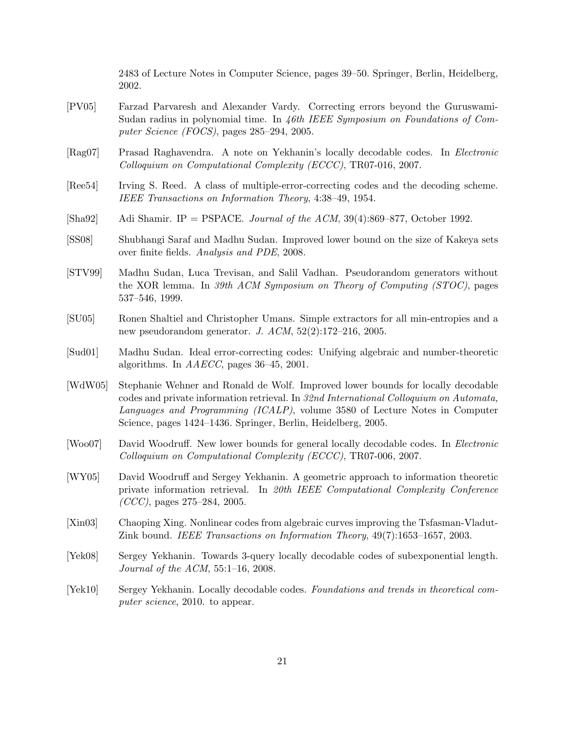2483 of Lecture Notes in Computer Science, pages 39–50. Springer, Berlin, Heidelberg, 2002.

[PV05] Farzad Parvaresh and Alexander Vardy. Correcting errors beyond the Guruswami-Sudan radius in polynomial time. In *46th IEEE Symposium on Foundations of Computer Science (FOCS)*, pages 285–294, 2005.

[Rag07] Prasad Raghavendra. A note on Yekhanin's locally decodable codes. In *Electronic Colloquium on Computational Complexity (ECCC)*, TR07-016, 2007.

[Ree54] Irving S. Reed. A class of multiple-error-correcting codes and the decoding scheme. *IEEE Transactions on Information Theory*, 4:38–49, 1954.

[Sha92] Adi Shamir. IP = PSPACE. *Journal of the ACM*, 39(4):869–877, October 1992.

[SS08] Shubhangi Saraf and Madhu Sudan. Improved lower bound on the size of Kakeya sets over finite fields. *Analysis and PDE*, 2008.

[STV99] Madhu Sudan, Luca Trevisan, and Salil Vadhan. Pseudorandom generators without the XOR lemma. In *39th ACM Symposium on Theory of Computing (STOC)*, pages 537–546, 1999.

[SU05] Ronen Shaltiel and Christopher Umans. Simple extractors for all min-entropies and a new pseudorandom generator. *J. ACM*, 52(2):172–216, 2005.

[Sud01] Madhu Sudan. Ideal error-correcting codes: Unifying algebraic and number-theoretic algorithms. In *AAECC*, pages 36–45, 2001.

[WdW05] Stephanie Wehner and Ronald de Wolf. Improved lower bounds for locally decodable codes and private information retrieval. In *32nd International Colloquium on Automata, Languages and Programming (ICALP)*, volume 3580 of Lecture Notes in Computer Science, pages 1424–1436. Springer, Berlin, Heidelberg, 2005.

[Woo07] David Woodruff. New lower bounds for general locally decodable codes. In *Electronic Colloquium on Computational Complexity (ECCC)*, TR07-006, 2007.

[WY05] David Woodruff and Sergey Yekhanin. A geometric approach to information theoretic private information retrieval. In *20th IEEE Computational Complexity Conference (CCC)*, pages 275–284, 2005.

[Xin03] Chaoping Xing. Nonlinear codes from algebraic curves improving the Tsfasman-Vladut-Zink bound. *IEEE Transactions on Information Theory*, 49(7):1653–1657, 2003.

[Yek08] Sergey Yekhanin. Towards 3-query locally decodable codes of subexponential length. *Journal of the ACM*, 55:1–16, 2008.

[Yek10] Sergey Yekhanin. Locally decodable codes. *Foundations and trends in theoretical computer science*, 2010. to appear.